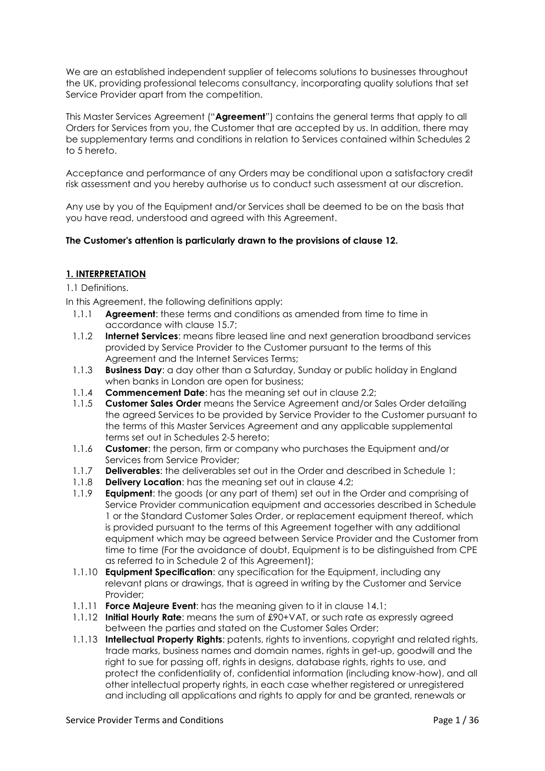We are an established independent supplier of telecoms solutions to businesses throughout the UK, providing professional telecoms consultancy, incorporating quality solutions that set Service Provider apart from the competition.

This Master Services Agreement ("**Agreement**") contains the general terms that apply to all Orders for Services from you, the Customer that are accepted by us. In addition, there may be supplementary terms and conditions in relation to Services contained within Schedules 2 to 5 hereto.

Acceptance and performance of any Orders may be conditional upon a satisfactory credit risk assessment and you hereby authorise us to conduct such assessment at our discretion.

Any use by you of the Equipment and/or Services shall be deemed to be on the basis that you have read, understood and agreed with this Agreement.

**The Customer's attention is particularly drawn to the provisions of clause 12.**

## 1. INTERPRETATION

1.1 Definitions.

In this Agreement, the following definitions apply:

- 1.1.1 **Agreement**: these terms and conditions as amended from time to time in accordance with clause 15.7;
- 1.1.2 **Internet Services**: means fibre leased line and next generation broadband services provided by Service Provider to the Customer pursuant to the terms of this Agreement and the Internet Services Terms;
- 1.1.3 **Business Day**: a day other than a Saturday, Sunday or public holiday in England when banks in London are open for business;
- 1.1.4 **Commencement Date**: has the meaning set out in clause 2.2;
- 1.1.5 **Customer Sales Order** means the Service Agreement and/or Sales Order detailing the agreed Services to be provided by Service Provider to the Customer pursuant to the terms of this Master Services Agreement and any applicable supplemental terms set out in Schedules 2-5 hereto;
- 1.1.6 **Customer**: the person, firm or company who purchases the Equipment and/or Services from Service Provider;
- 1.1.7 **Deliverables**: the deliverables set out in the Order and described in Schedule 1;
- 1.1.8 **Delivery Location**: has the meaning set out in clause 4.2;
- 1.1.9 **Equipment**: the goods (or any part of them) set out in the Order and comprising of Service Provider communication equipment and accessories described in Schedule 1 or the Standard Customer Sales Order, or replacement equipment thereof, which is provided pursuant to the terms of this Agreement together with any additional equipment which may be agreed between Service Provider and the Customer from time to time (For the avoidance of doubt, Equipment is to be distinguished from CPE as referred to in Schedule 2 of this Agreement);
- 1.1.10 **Equipment Specification**: any specification for the Equipment, including any relevant plans or drawings, that is agreed in writing by the Customer and Service Provider;
- 1.1.11 **Force Majeure Event**: has the meaning given to it in clause 14.1;
- 1.1.12 **Initial Hourly Rate**: means the sum of £90+VAT, or such rate as expressly agreed between the parties and stated on the Customer Sales Order;
- 1.1.13 **Intellectual Property Rights**: patents, rights to inventions, copyright and related rights, trade marks, business names and domain names, rights in get-up, goodwill and the right to sue for passing off, rights in designs, database rights, rights to use, and protect the confidentiality of, confidential information (including know-how), and all other intellectual property rights, in each case whether registered or unregistered and including all applications and rights to apply for and be granted, renewals or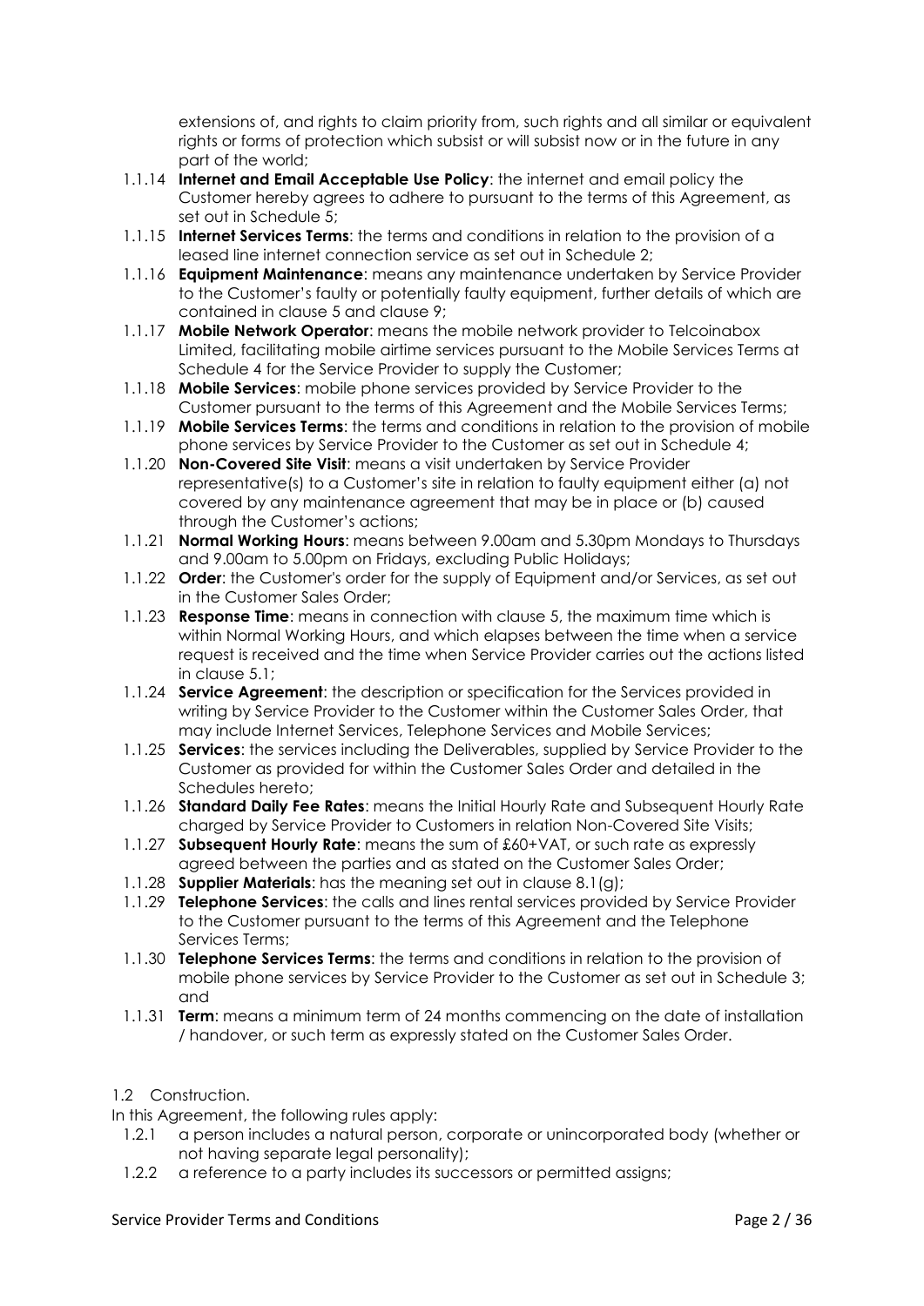extensions of, and rights to claim priority from, such rights and all similar or equivalent rights or forms of protection which subsist or will subsist now or in the future in any part of the world;

1.1.14 **Internet and Email Acceptable Use Policy**: the internet and email policy the Customer hereby agrees to adhere to pursuant to the terms of this Agreement, as set out in Schedule 5;

1.1.15 **Internet Services Terms**: the terms and conditions in relation to the provision of a leased line internet connection service as set out in Schedule 2;

1.1.16 **Equipment Maintenance**: means any maintenance undertaken by Service Provider to the Customer's faulty or potentially faulty equipment, further details of which are contained in clause 5 and clause 9;

1.1.17 **Mobile Network Operator**: means the mobile network provider to Telcoinabox Limited, facilitating mobile airtime services pursuant to the Mobile Services Terms at Schedule 4 for the Service Provider to supply the Customer;

1.1.18 **Mobile Services**: mobile phone services provided by Service Provider to the Customer pursuant to the terms of this Agreement and the Mobile Services Terms;

1.1.19 **Mobile Services Terms**: the terms and conditions in relation to the provision of mobile phone services by Service Provider to the Customer as set out in Schedule 4;

1.1.20 **Non-Covered Site Visit**: means a visit undertaken by Service Provider representative(s) to a Customer's site in relation to faulty equipment either (a) not covered by any maintenance agreement that may be in place or (b) caused through the Customer's actions;

1.1.21 **Normal Working Hours**: means between 9.00am and 5.30pm Mondays to Thursdays and 9.00am to 5.00pm on Fridays, excluding Public Holidays;

1.1.22 **Order**: the Customer's order for the supply of Equipment and/or Services, as set out in the Customer Sales Order;

1.1.23 **Response Time**: means in connection with clause 5, the maximum time which is within Normal Working Hours, and which elapses between the time when a service request is received and the time when Service Provider carries out the actions listed in clause 5.1;

1.1.24 **Service Agreement**: the description or specification for the Services provided in writing by Service Provider to the Customer within the Customer Sales Order, that may include Internet Services, Telephone Services and Mobile Services;

1.1.25 **Services**: the services including the Deliverables, supplied by Service Provider to the Customer as provided for within the Customer Sales Order and detailed in the Schedules hereto;

1.1.26 **Standard Daily Fee Rates**: means the Initial Hourly Rate and Subsequent Hourly Rate charged by Service Provider to Customers in relation Non-Covered Site Visits;

1.1.27 **Subsequent Hourly Rate**: means the sum of £60+VAT, or such rate as expressly agreed between the parties and as stated on the Customer Sales Order;

1.1.28 **Supplier Materials**: has the meaning set out in clause 8.1(g);

1.1.29 **Telephone Services**: the calls and lines rental services provided by Service Provider to the Customer pursuant to the terms of this Agreement and the Telephone Services Terms;

1.1.30 **Telephone Services Terms**: the terms and conditions in relation to the provision of mobile phone services by Service Provider to the Customer as set out in Schedule 3; and

1.1.31 **Term**: means a minimum term of 24 months commencing on the date of installation / handover, or such term as expressly stated on the Customer Sales Order.

1.2 Construction.

In this Agreement, the following rules apply:

1.2.1 a person includes a natural person, corporate or unincorporated body (whether or not having separate legal personality);

1.2.2 a reference to a party includes its successors or permitted assigns;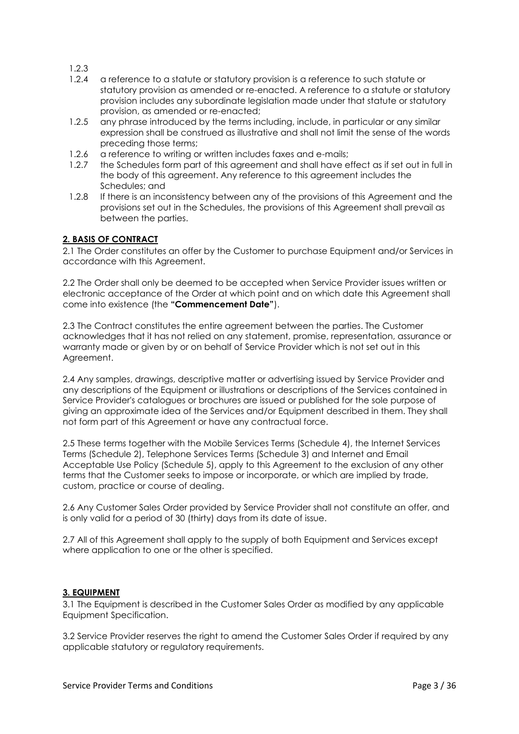1.2.3

1.2.4 a reference to a statute or statutory provision is a reference to such statute or statutory provision as amended or re-enacted. A reference to a statute or statutory provision includes any subordinate legislation made under that statute or statutory provision, as amended or re-enacted;

1.2.5 any phrase introduced by the terms including, include, in particular or any similar expression shall be construed as illustrative and shall not limit the sense of the words preceding those terms;

1.2.6 a reference to writing or written includes faxes and e-mails;

1.2.7 the Schedules form part of this agreement and shall have effect as if set out in full in the body of this agreement. Any reference to this agreement includes the Schedules; and

1.2.8 If there is an inconsistency between any of the provisions of this Agreement and the provisions set out in the Schedules, the provisions of this Agreement shall prevail as between the parties.

## 2. BASIS OF CONTRACT

2.1 The Order constitutes an offer by the Customer to purchase Equipment and/or Services in accordance with this Agreement.

2.2 The Order shall only be deemed to be accepted when Service Provider issues written or electronic acceptance of the Order at which point and on which date this Agreement shall come into existence (the **"Commencement Date"**).

2.3 The Contract constitutes the entire agreement between the parties. The Customer acknowledges that it has not relied on any statement, promise, representation, assurance or warranty made or given by or on behalf of Service Provider which is not set out in this Agreement.

2.4 Any samples, drawings, descriptive matter or advertising issued by Service Provider and any descriptions of the Equipment or illustrations or descriptions of the Services contained in Service Provider's catalogues or brochures are issued or published for the sole purpose of giving an approximate idea of the Services and/or Equipment described in them. They shall not form part of this Agreement or have any contractual force.

2.5 These terms together with the Mobile Services Terms (Schedule 4), the Internet Services Terms (Schedule 2), Telephone Services Terms (Schedule 3) and Internet and Email Acceptable Use Policy (Schedule 5), apply to this Agreement to the exclusion of any other terms that the Customer seeks to impose or incorporate, or which are implied by trade, custom, practice or course of dealing.

2.6 Any Customer Sales Order provided by Service Provider shall not constitute an offer, and is only valid for a period of 30 (thirty) days from its date of issue.

2.7 All of this Agreement shall apply to the supply of both Equipment and Services except where application to one or the other is specified.

## 3. EQUIPMENT

3.1 The Equipment is described in the Customer Sales Order as modified by any applicable Equipment Specification.

3.2 Service Provider reserves the right to amend the Customer Sales Order if required by any applicable statutory or regulatory requirements.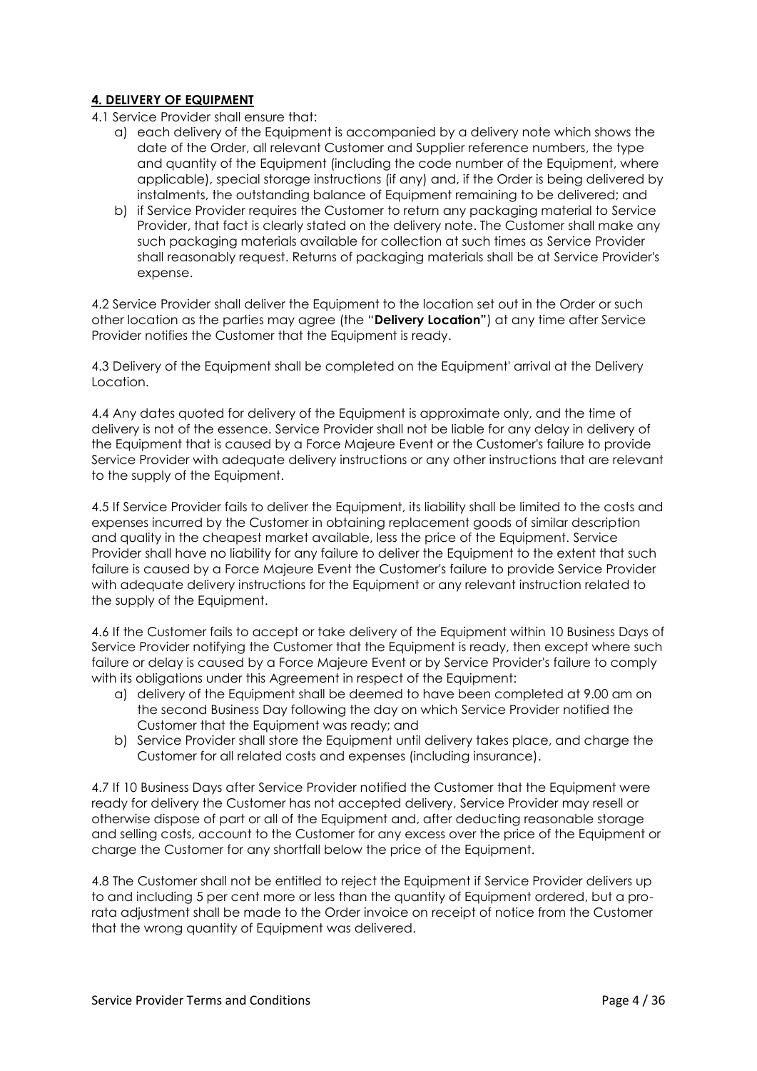## **4. DELIVERY OF EQUIPMENT**

4.1 Service Provider shall ensure that:

a) each delivery of the Equipment is accompanied by a delivery note which shows the date of the Order, all relevant Customer and Supplier reference numbers, the type and quantity of the Equipment (including the code number of the Equipment, where applicable), special storage instructions (if any) and, if the Order is being delivered by instalments, the outstanding balance of Equipment remaining to be delivered; and

b) if Service Provider requires the Customer to return any packaging material to Service Provider, that fact is clearly stated on the delivery note. The Customer shall make any such packaging materials available for collection at such times as Service Provider shall reasonably request. Returns of packaging materials shall be at Service Provider's expense.

4.2 Service Provider shall deliver the Equipment to the location set out in the Order or such other location as the parties may agree (the "**Delivery Location"**) at any time after Service Provider notifies the Customer that the Equipment is ready.

4.3 Delivery of the Equipment shall be completed on the Equipment' arrival at the Delivery Location.

4.4 Any dates quoted for delivery of the Equipment is approximate only, and the time of delivery is not of the essence. Service Provider shall not be liable for any delay in delivery of the Equipment that is caused by a Force Majeure Event or the Customer's failure to provide Service Provider with adequate delivery instructions or any other instructions that are relevant to the supply of the Equipment.

4.5 If Service Provider fails to deliver the Equipment, its liability shall be limited to the costs and expenses incurred by the Customer in obtaining replacement goods of similar description and quality in the cheapest market available, less the price of the Equipment. Service Provider shall have no liability for any failure to deliver the Equipment to the extent that such failure is caused by a Force Majeure Event the Customer's failure to provide Service Provider with adequate delivery instructions for the Equipment or any relevant instruction related to the supply of the Equipment.

4.6 If the Customer fails to accept or take delivery of the Equipment within 10 Business Days of Service Provider notifying the Customer that the Equipment is ready, then except where such failure or delay is caused by a Force Majeure Event or by Service Provider's failure to comply with its obligations under this Agreement in respect of the Equipment:

a) delivery of the Equipment shall be deemed to have been completed at 9.00 am on the second Business Day following the day on which Service Provider notified the Customer that the Equipment was ready; and

b) Service Provider shall store the Equipment until delivery takes place, and charge the Customer for all related costs and expenses (including insurance).

4.7 If 10 Business Days after Service Provider notified the Customer that the Equipment were ready for delivery the Customer has not accepted delivery, Service Provider may resell or otherwise dispose of part or all of the Equipment and, after deducting reasonable storage and selling costs, account to the Customer for any excess over the price of the Equipment or charge the Customer for any shortfall below the price of the Equipment.

4.8 The Customer shall not be entitled to reject the Equipment if Service Provider delivers up to and including 5 per cent more or less than the quantity of Equipment ordered, but a pro-rata adjustment shall be made to the Order invoice on receipt of notice from the Customer that the wrong quantity of Equipment was delivered.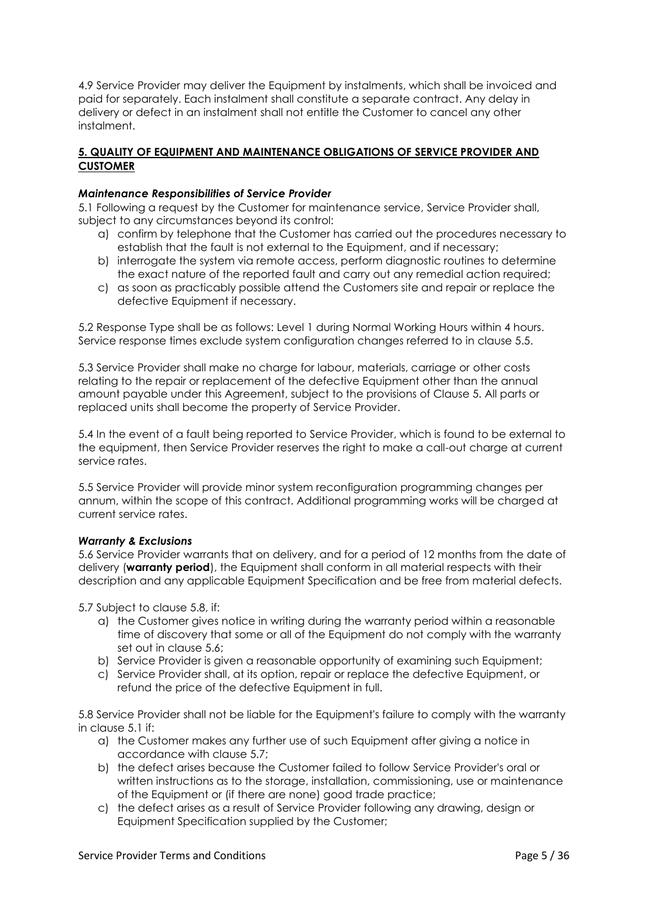4.9 Service Provider may deliver the Equipment by instalments, which shall be invoiced and paid for separately. Each instalment shall constitute a separate contract. Any delay in delivery or defect in an instalment shall not entitle the Customer to cancel any other instalment.

## 5. QUALITY OF EQUIPMENT AND MAINTENANCE OBLIGATIONS OF SERVICE PROVIDER AND CUSTOMER

***Maintenance Responsibilities of Service Provider***

5.1 Following a request by the Customer for maintenance service, Service Provider shall, subject to any circumstances beyond its control:

a) confirm by telephone that the Customer has carried out the procedures necessary to establish that the fault is not external to the Equipment, and if necessary;
b) interrogate the system via remote access, perform diagnostic routines to determine the exact nature of the reported fault and carry out any remedial action required;
c) as soon as practicably possible attend the Customers site and repair or replace the defective Equipment if necessary.

5.2 Response Type shall be as follows: Level 1 during Normal Working Hours within 4 hours. Service response times exclude system configuration changes referred to in clause 5.5.

5.3 Service Provider shall make no charge for labour, materials, carriage or other costs relating to the repair or replacement of the defective Equipment other than the annual amount payable under this Agreement, subject to the provisions of Clause 5. All parts or replaced units shall become the property of Service Provider.

5.4 In the event of a fault being reported to Service Provider, which is found to be external to the equipment, then Service Provider reserves the right to make a call-out charge at current service rates.

5.5 Service Provider will provide minor system reconfiguration programming changes per annum, within the scope of this contract. Additional programming works will be charged at current service rates.

***Warranty & Exclusions***

5.6 Service Provider warrants that on delivery, and for a period of 12 months from the date of delivery (**warranty period**), the Equipment shall conform in all material respects with their description and any applicable Equipment Specification and be free from material defects.

5.7 Subject to clause 5.8, if:

a) the Customer gives notice in writing during the warranty period within a reasonable time of discovery that some or all of the Equipment do not comply with the warranty set out in clause 5.6;
b) Service Provider is given a reasonable opportunity of examining such Equipment;
c) Service Provider shall, at its option, repair or replace the defective Equipment, or refund the price of the defective Equipment in full.

5.8 Service Provider shall not be liable for the Equipment's failure to comply with the warranty in clause 5.1 if:

a) the Customer makes any further use of such Equipment after giving a notice in accordance with clause 5.7;
b) the defect arises because the Customer failed to follow Service Provider's oral or written instructions as to the storage, installation, commissioning, use or maintenance of the Equipment or (if there are none) good trade practice;
c) the defect arises as a result of Service Provider following any drawing, design or Equipment Specification supplied by the Customer;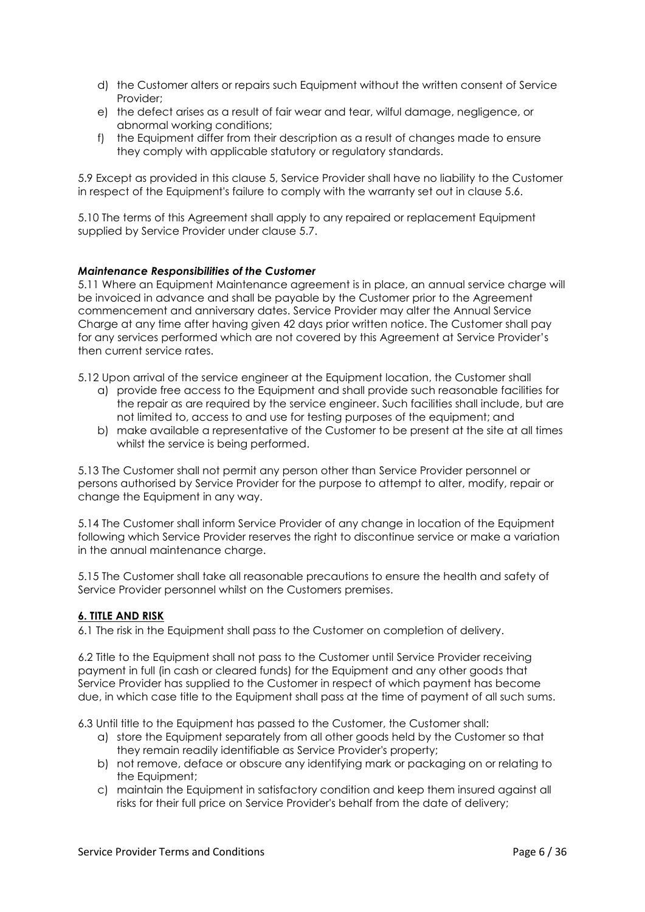d) the Customer alters or repairs such Equipment without the written consent of Service Provider;
e) the defect arises as a result of fair wear and tear, wilful damage, negligence, or abnormal working conditions;
f) the Equipment differ from their description as a result of changes made to ensure they comply with applicable statutory or regulatory standards.

5.9 Except as provided in this clause 5, Service Provider shall have no liability to the Customer in respect of the Equipment's failure to comply with the warranty set out in clause 5.6.

5.10 The terms of this Agreement shall apply to any repaired or replacement Equipment supplied by Service Provider under clause 5.7.

***Maintenance Responsibilities of the Customer***

5.11 Where an Equipment Maintenance agreement is in place, an annual service charge will be invoiced in advance and shall be payable by the Customer prior to the Agreement commencement and anniversary dates. Service Provider may alter the Annual Service Charge at any time after having given 42 days prior written notice. The Customer shall pay for any services performed which are not covered by this Agreement at Service Provider's then current service rates.

5.12 Upon arrival of the service engineer at the Equipment location, the Customer shall

a) provide free access to the Equipment and shall provide such reasonable facilities for the repair as are required by the service engineer. Such facilities shall include, but are not limited to, access to and use for testing purposes of the equipment; and
b) make available a representative of the Customer to be present at the site at all times whilst the service is being performed.

5.13 The Customer shall not permit any person other than Service Provider personnel or persons authorised by Service Provider for the purpose to attempt to alter, modify, repair or change the Equipment in any way.

5.14 The Customer shall inform Service Provider of any change in location of the Equipment following which Service Provider reserves the right to discontinue service or make a variation in the annual maintenance charge.

5.15 The Customer shall take all reasonable precautions to ensure the health and safety of Service Provider personnel whilst on the Customers premises.

## 6. TITLE AND RISK

6.1 The risk in the Equipment shall pass to the Customer on completion of delivery.

6.2 Title to the Equipment shall not pass to the Customer until Service Provider receiving payment in full (in cash or cleared funds) for the Equipment and any other goods that Service Provider has supplied to the Customer in respect of which payment has become due, in which case title to the Equipment shall pass at the time of payment of all such sums.

6.3 Until title to the Equipment has passed to the Customer, the Customer shall:

a) store the Equipment separately from all other goods held by the Customer so that they remain readily identifiable as Service Provider's property;
b) not remove, deface or obscure any identifying mark or packaging on or relating to the Equipment;
c) maintain the Equipment in satisfactory condition and keep them insured against all risks for their full price on Service Provider's behalf from the date of delivery;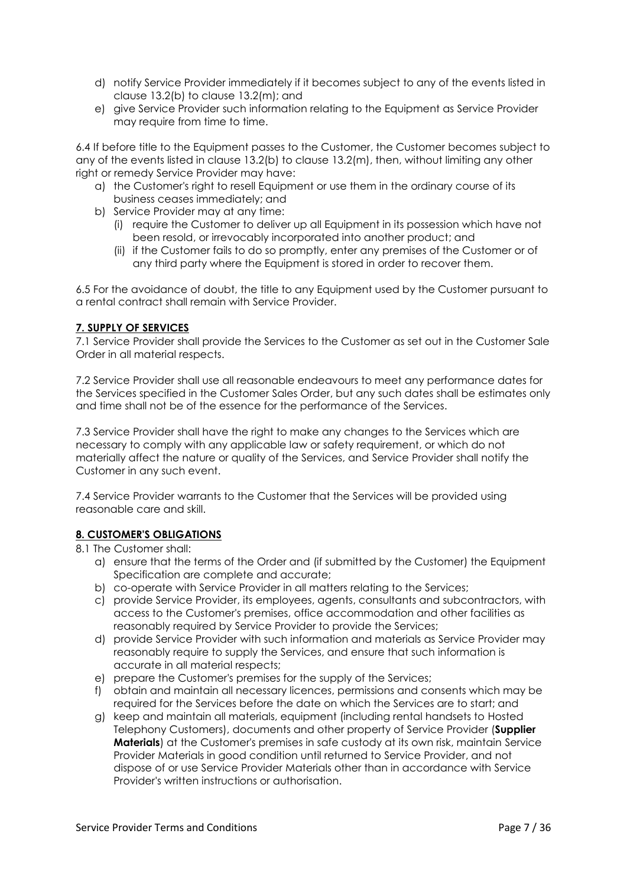d) notify Service Provider immediately if it becomes subject to any of the events listed in clause 13.2(b) to clause 13.2(m); and
e) give Service Provider such information relating to the Equipment as Service Provider may require from time to time.

6.4 If before title to the Equipment passes to the Customer, the Customer becomes subject to any of the events listed in clause 13.2(b) to clause 13.2(m), then, without limiting any other right or remedy Service Provider may have:

a) the Customer's right to resell Equipment or use them in the ordinary course of its business ceases immediately; and
b) Service Provider may at any time:
    (i) require the Customer to deliver up all Equipment in its possession which have not been resold, or irrevocably incorporated into another product; and
    (ii) if the Customer fails to do so promptly, enter any premises of the Customer or of any third party where the Equipment is stored in order to recover them.

6.5 For the avoidance of doubt, the title to any Equipment used by the Customer pursuant to a rental contract shall remain with Service Provider.

## 7. SUPPLY OF SERVICES

7.1 Service Provider shall provide the Services to the Customer as set out in the Customer Sale Order in all material respects.

7.2 Service Provider shall use all reasonable endeavours to meet any performance dates for the Services specified in the Customer Sales Order, but any such dates shall be estimates only and time shall not be of the essence for the performance of the Services.

7.3 Service Provider shall have the right to make any changes to the Services which are necessary to comply with any applicable law or safety requirement, or which do not materially affect the nature or quality of the Services, and Service Provider shall notify the Customer in any such event.

7.4 Service Provider warrants to the Customer that the Services will be provided using reasonable care and skill.

## 8. CUSTOMER'S OBLIGATIONS

8.1 The Customer shall:

a) ensure that the terms of the Order and (if submitted by the Customer) the Equipment Specification are complete and accurate;
b) co-operate with Service Provider in all matters relating to the Services;
c) provide Service Provider, its employees, agents, consultants and subcontractors, with access to the Customer's premises, office accommodation and other facilities as reasonably required by Service Provider to provide the Services;
d) provide Service Provider with such information and materials as Service Provider may reasonably require to supply the Services, and ensure that such information is accurate in all material respects;
e) prepare the Customer's premises for the supply of the Services;
f) obtain and maintain all necessary licences, permissions and consents which may be required for the Services before the date on which the Services are to start; and
g) keep and maintain all materials, equipment (including rental handsets to Hosted Telephony Customers), documents and other property of Service Provider (**Supplier Materials**) at the Customer's premises in safe custody at its own risk, maintain Service Provider Materials in good condition until returned to Service Provider, and not dispose of or use Service Provider Materials other than in accordance with Service Provider's written instructions or authorisation.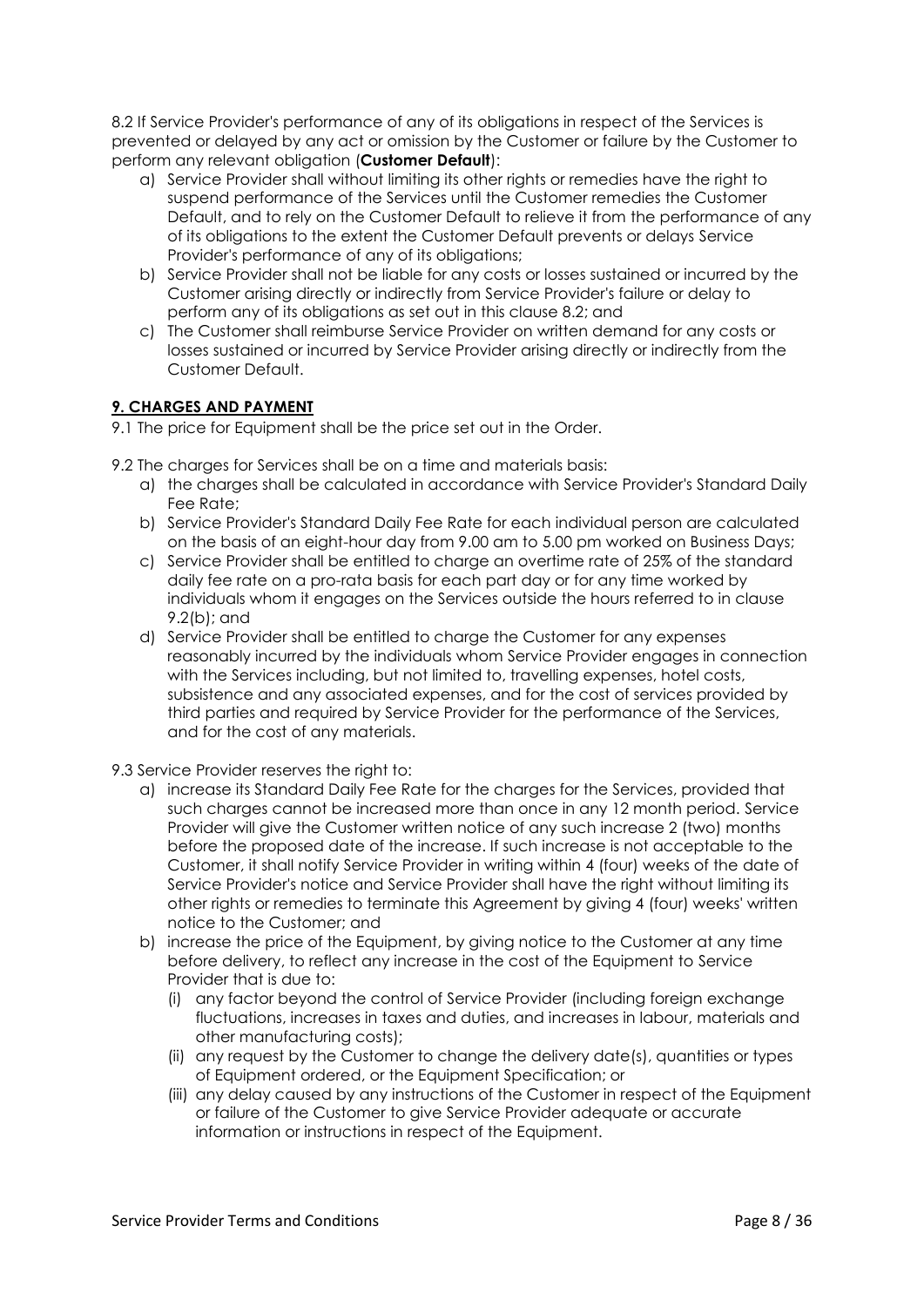8.2 If Service Provider's performance of any of its obligations in respect of the Services is prevented or delayed by any act or omission by the Customer or failure by the Customer to perform any relevant obligation (**Customer Default**):

a) Service Provider shall without limiting its other rights or remedies have the right to suspend performance of the Services until the Customer remedies the Customer Default, and to rely on the Customer Default to relieve it from the performance of any of its obligations to the extent the Customer Default prevents or delays Service Provider's performance of any of its obligations;
b) Service Provider shall not be liable for any costs or losses sustained or incurred by the Customer arising directly or indirectly from Service Provider's failure or delay to perform any of its obligations as set out in this clause 8.2; and
c) The Customer shall reimburse Service Provider on written demand for any costs or losses sustained or incurred by Service Provider arising directly or indirectly from the Customer Default.

## 9. CHARGES AND PAYMENT

9.1 The price for Equipment shall be the price set out in the Order.

9.2 The charges for Services shall be on a time and materials basis:

a) the charges shall be calculated in accordance with Service Provider's Standard Daily Fee Rate;
b) Service Provider's Standard Daily Fee Rate for each individual person are calculated on the basis of an eight-hour day from 9.00 am to 5.00 pm worked on Business Days;
c) Service Provider shall be entitled to charge an overtime rate of 25% of the standard daily fee rate on a pro-rata basis for each part day or for any time worked by individuals whom it engages on the Services outside the hours referred to in clause 9.2(b); and
d) Service Provider shall be entitled to charge the Customer for any expenses reasonably incurred by the individuals whom Service Provider engages in connection with the Services including, but not limited to, travelling expenses, hotel costs, subsistence and any associated expenses, and for the cost of services provided by third parties and required by Service Provider for the performance of the Services, and for the cost of any materials.

9.3 Service Provider reserves the right to:

a) increase its Standard Daily Fee Rate for the charges for the Services, provided that such charges cannot be increased more than once in any 12 month period. Service Provider will give the Customer written notice of any such increase 2 (two) months before the proposed date of the increase. If such increase is not acceptable to the Customer, it shall notify Service Provider in writing within 4 (four) weeks of the date of Service Provider's notice and Service Provider shall have the right without limiting its other rights or remedies to terminate this Agreement by giving 4 (four) weeks' written notice to the Customer; and
b) increase the price of the Equipment, by giving notice to the Customer at any time before delivery, to reflect any increase in the cost of the Equipment to Service Provider that is due to:
   (i) any factor beyond the control of Service Provider (including foreign exchange fluctuations, increases in taxes and duties, and increases in labour, materials and other manufacturing costs);
   (ii) any request by the Customer to change the delivery date(s), quantities or types of Equipment ordered, or the Equipment Specification; or
   (iii) any delay caused by any instructions of the Customer in respect of the Equipment or failure of the Customer to give Service Provider adequate or accurate information or instructions in respect of the Equipment.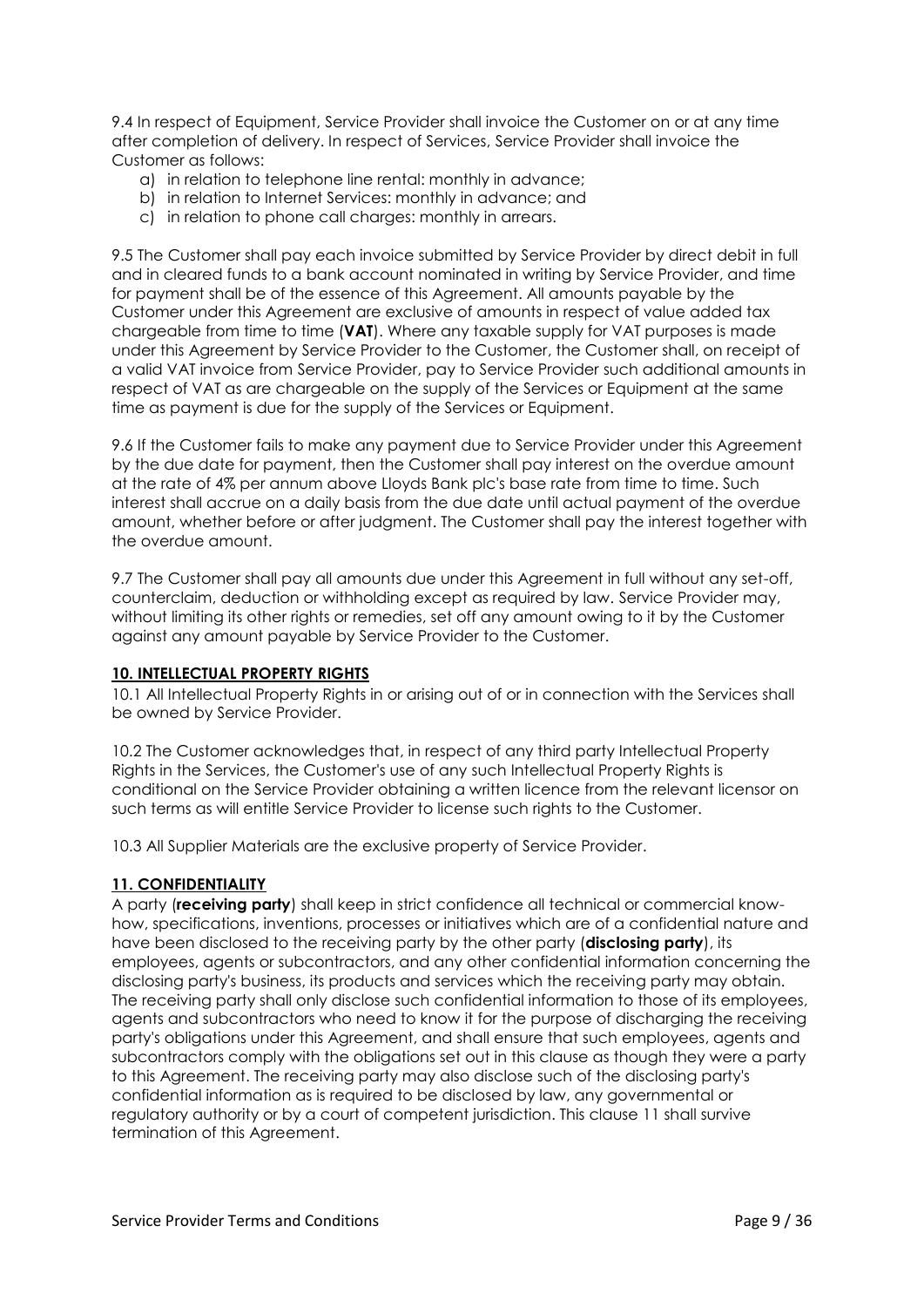9.4 In respect of Equipment, Service Provider shall invoice the Customer on or at any time after completion of delivery. In respect of Services, Service Provider shall invoice the Customer as follows:

a) in relation to telephone line rental: monthly in advance;
b) in relation to Internet Services: monthly in advance; and
c) in relation to phone call charges: monthly in arrears.

9.5 The Customer shall pay each invoice submitted by Service Provider by direct debit in full and in cleared funds to a bank account nominated in writing by Service Provider, and time for payment shall be of the essence of this Agreement. All amounts payable by the Customer under this Agreement are exclusive of amounts in respect of value added tax chargeable from time to time (**VAT**). Where any taxable supply for VAT purposes is made under this Agreement by Service Provider to the Customer, the Customer shall, on receipt of a valid VAT invoice from Service Provider, pay to Service Provider such additional amounts in respect of VAT as are chargeable on the supply of the Services or Equipment at the same time as payment is due for the supply of the Services or Equipment.

9.6 If the Customer fails to make any payment due to Service Provider under this Agreement by the due date for payment, then the Customer shall pay interest on the overdue amount at the rate of 4% per annum above Lloyds Bank plc's base rate from time to time. Such interest shall accrue on a daily basis from the due date until actual payment of the overdue amount, whether before or after judgment. The Customer shall pay the interest together with the overdue amount.

9.7 The Customer shall pay all amounts due under this Agreement in full without any set-off, counterclaim, deduction or withholding except as required by law. Service Provider may, without limiting its other rights or remedies, set off any amount owing to it by the Customer against any amount payable by Service Provider to the Customer.

## 10. INTELLECTUAL PROPERTY RIGHTS

10.1 All Intellectual Property Rights in or arising out of or in connection with the Services shall be owned by Service Provider.

10.2 The Customer acknowledges that, in respect of any third party Intellectual Property Rights in the Services, the Customer's use of any such Intellectual Property Rights is conditional on the Service Provider obtaining a written licence from the relevant licensor on such terms as will entitle Service Provider to license such rights to the Customer.

10.3 All Supplier Materials are the exclusive property of Service Provider.

## 11. CONFIDENTIALITY

A party (**receiving party**) shall keep in strict confidence all technical or commercial know-how, specifications, inventions, processes or initiatives which are of a confidential nature and have been disclosed to the receiving party by the other party (**disclosing party**), its employees, agents or subcontractors, and any other confidential information concerning the disclosing party's business, its products and services which the receiving party may obtain. The receiving party shall only disclose such confidential information to those of its employees, agents and subcontractors who need to know it for the purpose of discharging the receiving party's obligations under this Agreement, and shall ensure that such employees, agents and subcontractors comply with the obligations set out in this clause as though they were a party to this Agreement. The receiving party may also disclose such of the disclosing party's confidential information as is required to be disclosed by law, any governmental or regulatory authority or by a court of competent jurisdiction. This clause 11 shall survive termination of this Agreement.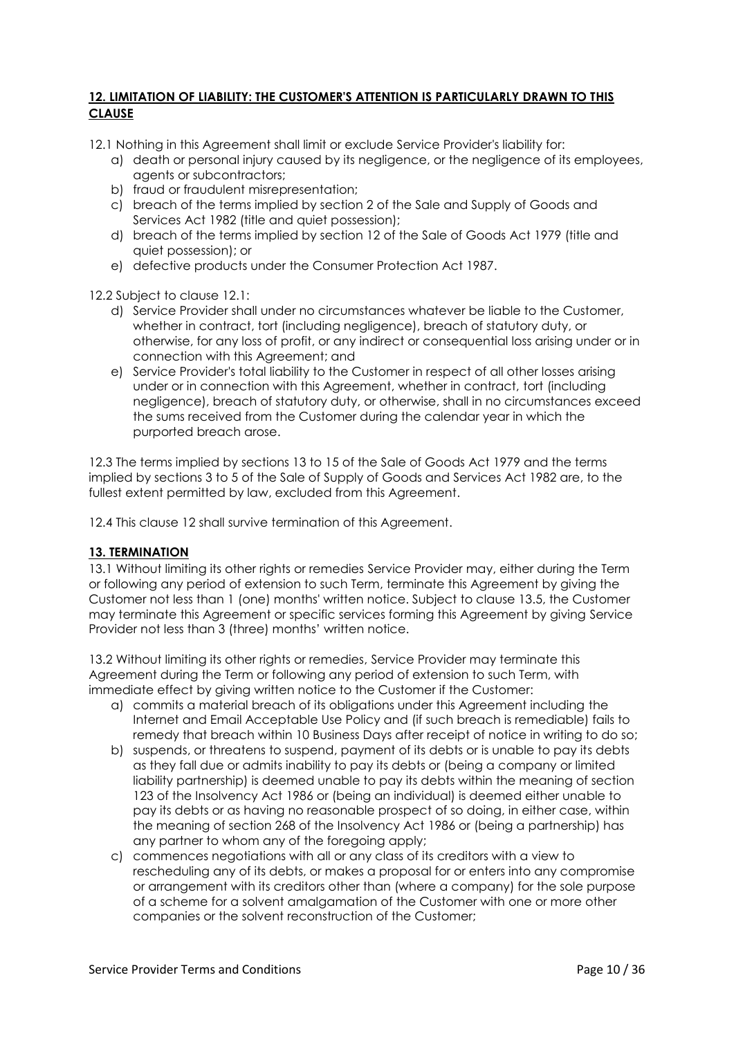## 12. LIMITATION OF LIABILITY: THE CUSTOMER'S ATTENTION IS PARTICULARLY DRAWN TO THIS CLAUSE

12.1 Nothing in this Agreement shall limit or exclude Service Provider's liability for:

a) death or personal injury caused by its negligence, or the negligence of its employees, agents or subcontractors;
b) fraud or fraudulent misrepresentation;
c) breach of the terms implied by section 2 of the Sale and Supply of Goods and Services Act 1982 (title and quiet possession);
d) breach of the terms implied by section 12 of the Sale of Goods Act 1979 (title and quiet possession); or
e) defective products under the Consumer Protection Act 1987.

12.2 Subject to clause 12.1:

d) Service Provider shall under no circumstances whatever be liable to the Customer, whether in contract, tort (including negligence), breach of statutory duty, or otherwise, for any loss of profit, or any indirect or consequential loss arising under or in connection with this Agreement; and
e) Service Provider's total liability to the Customer in respect of all other losses arising under or in connection with this Agreement, whether in contract, tort (including negligence), breach of statutory duty, or otherwise, shall in no circumstances exceed the sums received from the Customer during the calendar year in which the purported breach arose.

12.3 The terms implied by sections 13 to 15 of the Sale of Goods Act 1979 and the terms implied by sections 3 to 5 of the Sale of Supply of Goods and Services Act 1982 are, to the fullest extent permitted by law, excluded from this Agreement.

12.4 This clause 12 shall survive termination of this Agreement.

## 13. TERMINATION

13.1 Without limiting its other rights or remedies Service Provider may, either during the Term or following any period of extension to such Term, terminate this Agreement by giving the Customer not less than 1 (one) months' written notice. Subject to clause 13.5, the Customer may terminate this Agreement or specific services forming this Agreement by giving Service Provider not less than 3 (three) months' written notice.

13.2 Without limiting its other rights or remedies, Service Provider may terminate this Agreement during the Term or following any period of extension to such Term, with immediate effect by giving written notice to the Customer if the Customer:

a) commits a material breach of its obligations under this Agreement including the Internet and Email Acceptable Use Policy and (if such breach is remediable) fails to remedy that breach within 10 Business Days after receipt of notice in writing to do so;
b) suspends, or threatens to suspend, payment of its debts or is unable to pay its debts as they fall due or admits inability to pay its debts or (being a company or limited liability partnership) is deemed unable to pay its debts within the meaning of section 123 of the Insolvency Act 1986 or (being an individual) is deemed either unable to pay its debts or as having no reasonable prospect of so doing, in either case, within the meaning of section 268 of the Insolvency Act 1986 or (being a partnership) has any partner to whom any of the foregoing apply;
c) commences negotiations with all or any class of its creditors with a view to rescheduling any of its debts, or makes a proposal for or enters into any compromise or arrangement with its creditors other than (where a company) for the sole purpose of a scheme for a solvent amalgamation of the Customer with one or more other companies or the solvent reconstruction of the Customer;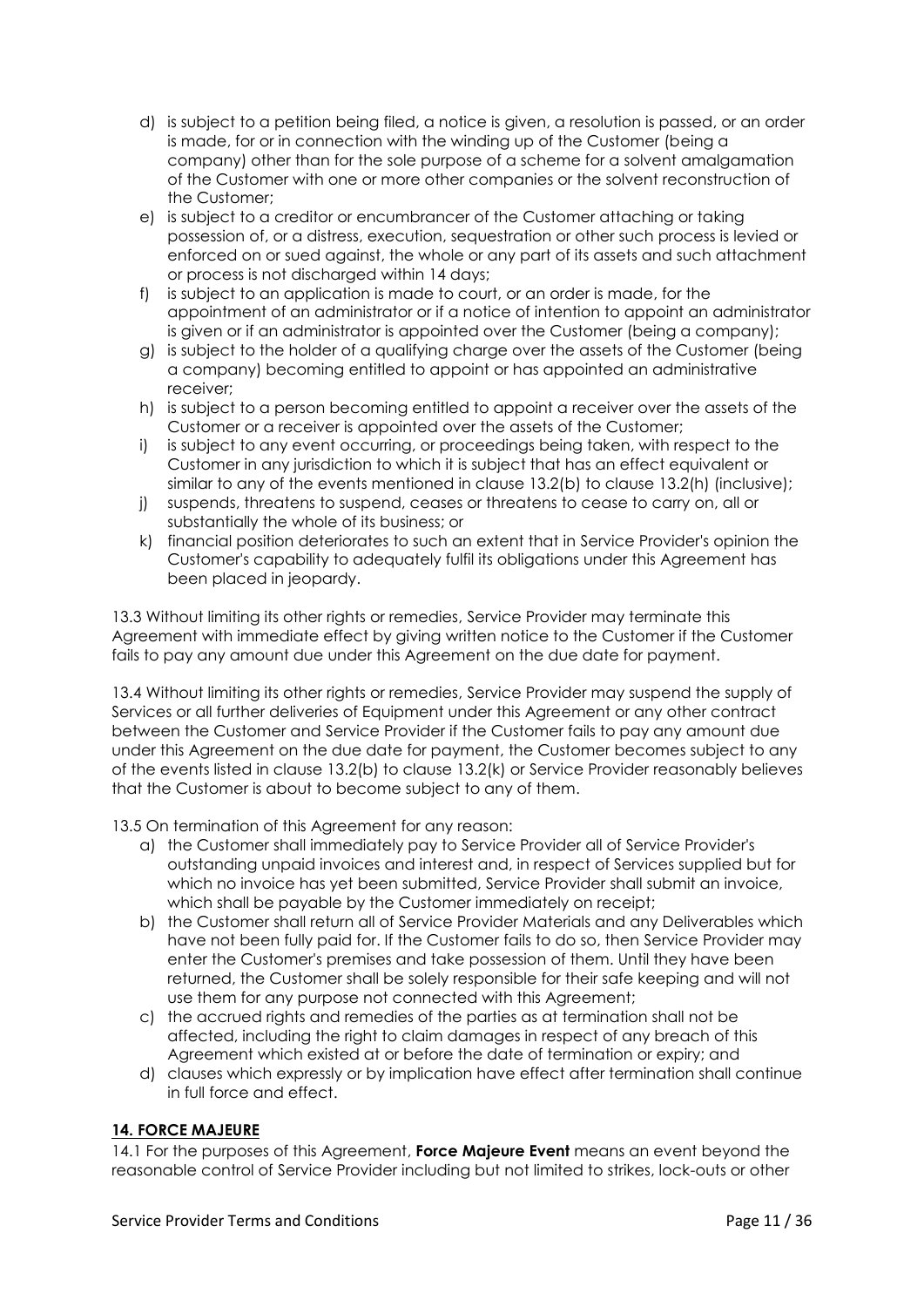d) is subject to a petition being filed, a notice is given, a resolution is passed, or an order is made, for or in connection with the winding up of the Customer (being a company) other than for the sole purpose of a scheme for a solvent amalgamation of the Customer with one or more other companies or the solvent reconstruction of the Customer;
e) is subject to a creditor or encumbrancer of the Customer attaching or taking possession of, or a distress, execution, sequestration or other such process is levied or enforced on or sued against, the whole or any part of its assets and such attachment or process is not discharged within 14 days;
f) is subject to an application is made to court, or an order is made, for the appointment of an administrator or if a notice of intention to appoint an administrator is given or if an administrator is appointed over the Customer (being a company);
g) is subject to the holder of a qualifying charge over the assets of the Customer (being a company) becoming entitled to appoint or has appointed an administrative receiver;
h) is subject to a person becoming entitled to appoint a receiver over the assets of the Customer or a receiver is appointed over the assets of the Customer;
i) is subject to any event occurring, or proceedings being taken, with respect to the Customer in any jurisdiction to which it is subject that has an effect equivalent or similar to any of the events mentioned in clause 13.2(b) to clause 13.2(h) (inclusive);
j) suspends, threatens to suspend, ceases or threatens to cease to carry on, all or substantially the whole of its business; or
k) financial position deteriorates to such an extent that in Service Provider's opinion the Customer's capability to adequately fulfil its obligations under this Agreement has been placed in jeopardy.

13.3 Without limiting its other rights or remedies, Service Provider may terminate this Agreement with immediate effect by giving written notice to the Customer if the Customer fails to pay any amount due under this Agreement on the due date for payment.

13.4 Without limiting its other rights or remedies, Service Provider may suspend the supply of Services or all further deliveries of Equipment under this Agreement or any other contract between the Customer and Service Provider if the Customer fails to pay any amount due under this Agreement on the due date for payment, the Customer becomes subject to any of the events listed in clause 13.2(b) to clause 13.2(k) or Service Provider reasonably believes that the Customer is about to become subject to any of them.

13.5 On termination of this Agreement for any reason:

a) the Customer shall immediately pay to Service Provider all of Service Provider's outstanding unpaid invoices and interest and, in respect of Services supplied but for which no invoice has yet been submitted, Service Provider shall submit an invoice, which shall be payable by the Customer immediately on receipt;
b) the Customer shall return all of Service Provider Materials and any Deliverables which have not been fully paid for. If the Customer fails to do so, then Service Provider may enter the Customer's premises and take possession of them. Until they have been returned, the Customer shall be solely responsible for their safe keeping and will not use them for any purpose not connected with this Agreement;
c) the accrued rights and remedies of the parties as at termination shall not be affected, including the right to claim damages in respect of any breach of this Agreement which existed at or before the date of termination or expiry; and
d) clauses which expressly or by implication have effect after termination shall continue in full force and effect.

## 14. FORCE MAJEURE

14.1 For the purposes of this Agreement, **Force Majeure Event** means an event beyond the reasonable control of Service Provider including but not limited to strikes, lock-outs or other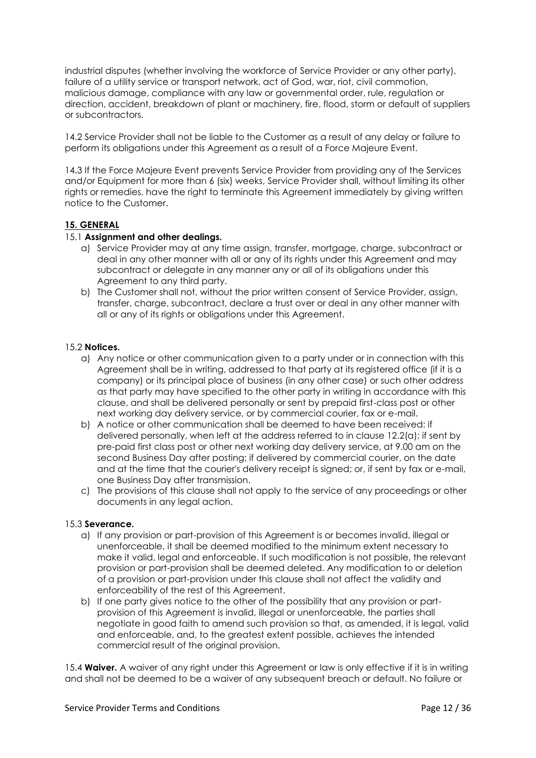industrial disputes (whether involving the workforce of Service Provider or any other party), failure of a utility service or transport network, act of God, war, riot, civil commotion, malicious damage, compliance with any law or governmental order, rule, regulation or direction, accident, breakdown of plant or machinery, fire, flood, storm or default of suppliers or subcontractors.

14.2 Service Provider shall not be liable to the Customer as a result of any delay or failure to perform its obligations under this Agreement as a result of a Force Majeure Event.

14.3 If the Force Majeure Event prevents Service Provider from providing any of the Services and/or Equipment for more than 6 (six) weeks, Service Provider shall, without limiting its other rights or remedies, have the right to terminate this Agreement immediately by giving written notice to the Customer.

## 15. GENERAL

15.1 **Assignment and other dealings.**

a) Service Provider may at any time assign, transfer, mortgage, charge, subcontract or deal in any other manner with all or any of its rights under this Agreement and may subcontract or delegate in any manner any or all of its obligations under this Agreement to any third party.
b) The Customer shall not, without the prior written consent of Service Provider, assign, transfer, charge, subcontract, declare a trust over or deal in any other manner with all or any of its rights or obligations under this Agreement.

15.2 **Notices.**

a) Any notice or other communication given to a party under or in connection with this Agreement shall be in writing, addressed to that party at its registered office (if it is a company) or its principal place of business (in any other case) or such other address as that party may have specified to the other party in writing in accordance with this clause, and shall be delivered personally or sent by prepaid first-class post or other next working day delivery service, or by commercial courier, fax or e-mail.
b) A notice or other communication shall be deemed to have been received: if delivered personally, when left at the address referred to in clause 12.2(a); if sent by pre-paid first class post or other next working day delivery service, at 9.00 am on the second Business Day after posting; if delivered by commercial courier, on the date and at the time that the courier's delivery receipt is signed; or, if sent by fax or e-mail, one Business Day after transmission.
c) The provisions of this clause shall not apply to the service of any proceedings or other documents in any legal action.

15.3 **Severance.**

a) If any provision or part-provision of this Agreement is or becomes invalid, illegal or unenforceable, it shall be deemed modified to the minimum extent necessary to make it valid, legal and enforceable. If such modification is not possible, the relevant provision or part-provision shall be deemed deleted. Any modification to or deletion of a provision or part-provision under this clause shall not affect the validity and enforceability of the rest of this Agreement.
b) If one party gives notice to the other of the possibility that any provision or part-provision of this Agreement is invalid, illegal or unenforceable, the parties shall negotiate in good faith to amend such provision so that, as amended, it is legal, valid and enforceable, and, to the greatest extent possible, achieves the intended commercial result of the original provision.

15.4 **Waiver.** A waiver of any right under this Agreement or law is only effective if it is in writing and shall not be deemed to be a waiver of any subsequent breach or default. No failure or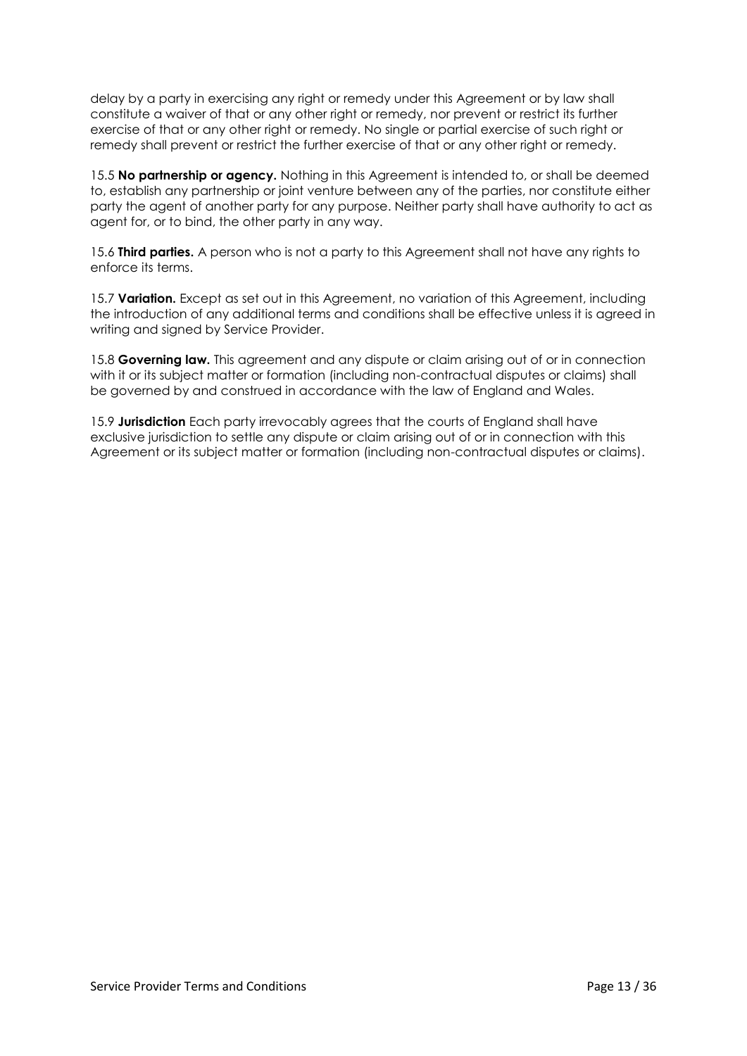delay by a party in exercising any right or remedy under this Agreement or by law shall constitute a waiver of that or any other right or remedy, nor prevent or restrict its further exercise of that or any other right or remedy. No single or partial exercise of such right or remedy shall prevent or restrict the further exercise of that or any other right or remedy.

15.5 **No partnership or agency.** Nothing in this Agreement is intended to, or shall be deemed to, establish any partnership or joint venture between any of the parties, nor constitute either party the agent of another party for any purpose. Neither party shall have authority to act as agent for, or to bind, the other party in any way.

15.6 **Third parties.** A person who is not a party to this Agreement shall not have any rights to enforce its terms.

15.7 **Variation.** Except as set out in this Agreement, no variation of this Agreement, including the introduction of any additional terms and conditions shall be effective unless it is agreed in writing and signed by Service Provider.

15.8 **Governing law.** This agreement and any dispute or claim arising out of or in connection with it or its subject matter or formation (including non-contractual disputes or claims) shall be governed by and construed in accordance with the law of England and Wales.

15.9 **Jurisdiction** Each party irrevocably agrees that the courts of England shall have exclusive jurisdiction to settle any dispute or claim arising out of or in connection with this Agreement or its subject matter or formation (including non-contractual disputes or claims).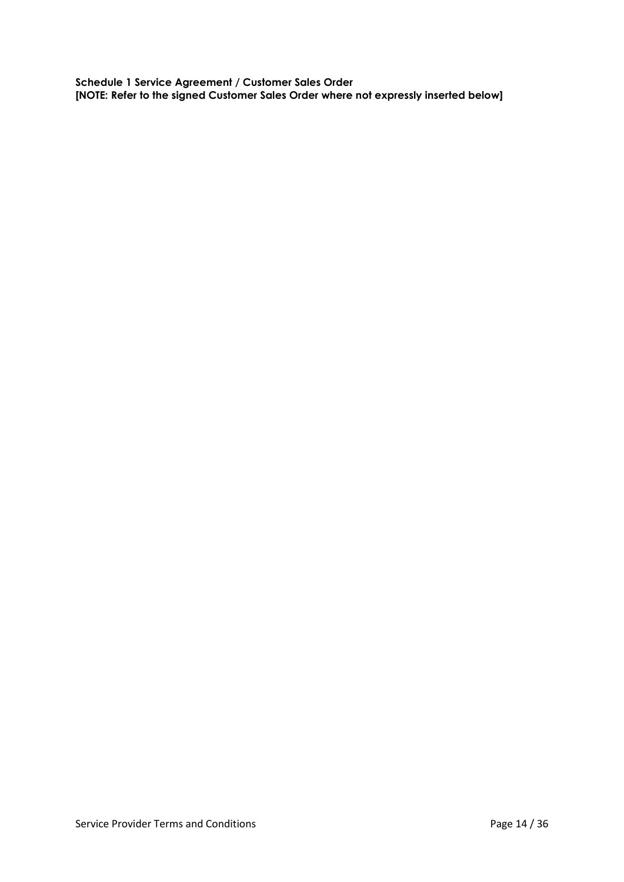**Schedule 1 Service Agreement / Customer Sales Order**
**[NOTE: Refer to the signed Customer Sales Order where not expressly inserted below]**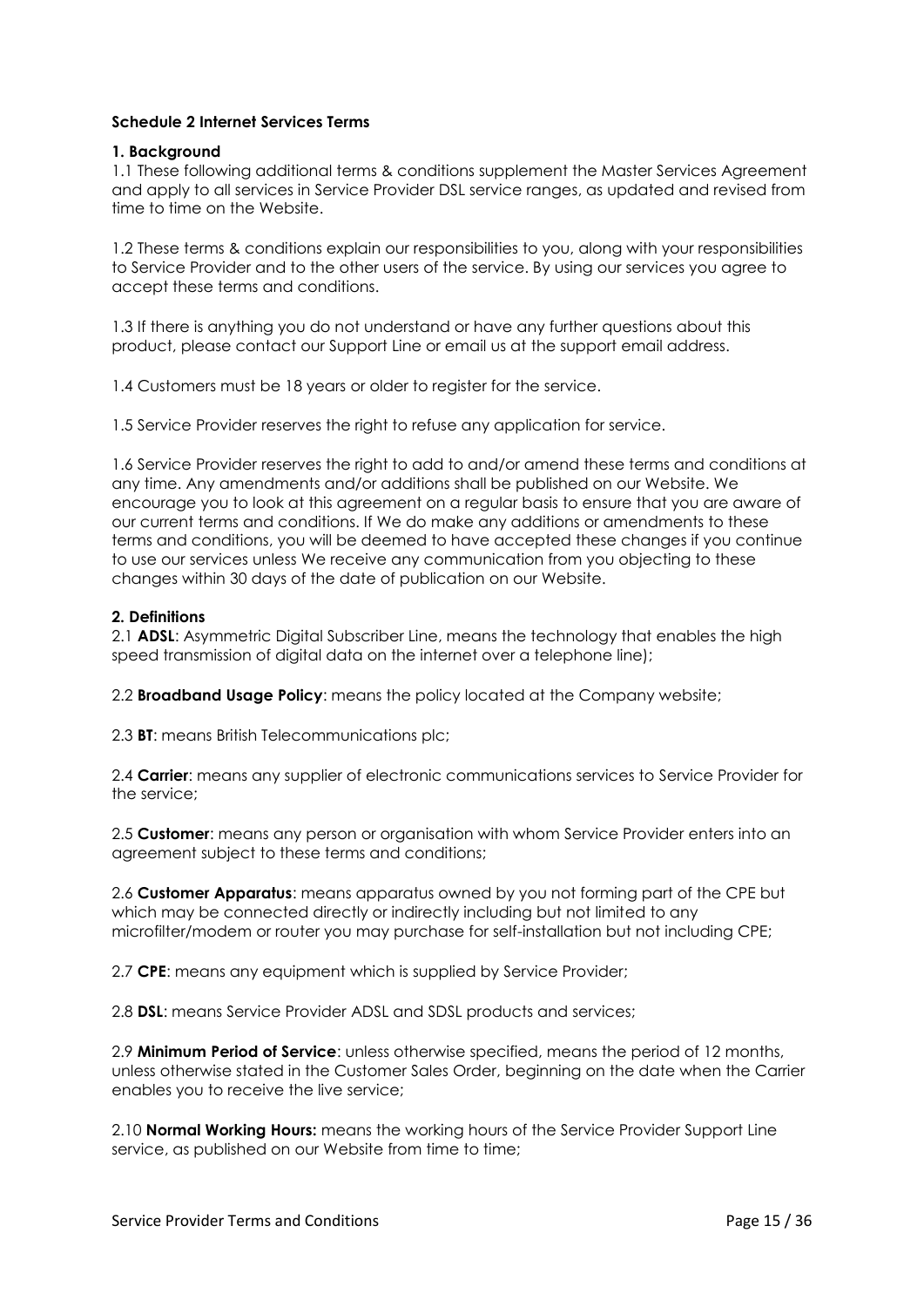**Schedule 2 Internet Services Terms**

**1. Background**

1.1 These following additional terms & conditions supplement the Master Services Agreement and apply to all services in Service Provider DSL service ranges, as updated and revised from time to time on the Website.

1.2 These terms & conditions explain our responsibilities to you, along with your responsibilities to Service Provider and to the other users of the service. By using our services you agree to accept these terms and conditions.

1.3 If there is anything you do not understand or have any further questions about this product, please contact our Support Line or email us at the support email address.

1.4 Customers must be 18 years or older to register for the service.

1.5 Service Provider reserves the right to refuse any application for service.

1.6 Service Provider reserves the right to add to and/or amend these terms and conditions at any time. Any amendments and/or additions shall be published on our Website. We encourage you to look at this agreement on a regular basis to ensure that you are aware of our current terms and conditions. If We do make any additions or amendments to these terms and conditions, you will be deemed to have accepted these changes if you continue to use our services unless We receive any communication from you objecting to these changes within 30 days of the date of publication on our Website.

**2. Definitions**

2.1 **ADSL**: Asymmetric Digital Subscriber Line, means the technology that enables the high speed transmission of digital data on the internet over a telephone line);

2.2 **Broadband Usage Policy**: means the policy located at the Company website;

2.3 **BT**: means British Telecommunications plc;

2.4 **Carrier**: means any supplier of electronic communications services to Service Provider for the service;

2.5 **Customer**: means any person or organisation with whom Service Provider enters into an agreement subject to these terms and conditions;

2.6 **Customer Apparatus**: means apparatus owned by you not forming part of the CPE but which may be connected directly or indirectly including but not limited to any microfilter/modem or router you may purchase for self-installation but not including CPE;

2.7 **CPE**: means any equipment which is supplied by Service Provider;

2.8 **DSL**: means Service Provider ADSL and SDSL products and services;

2.9 **Minimum Period of Service**: unless otherwise specified, means the period of 12 months, unless otherwise stated in the Customer Sales Order, beginning on the date when the Carrier enables you to receive the live service;

2.10 **Normal Working Hours:** means the working hours of the Service Provider Support Line service, as published on our Website from time to time;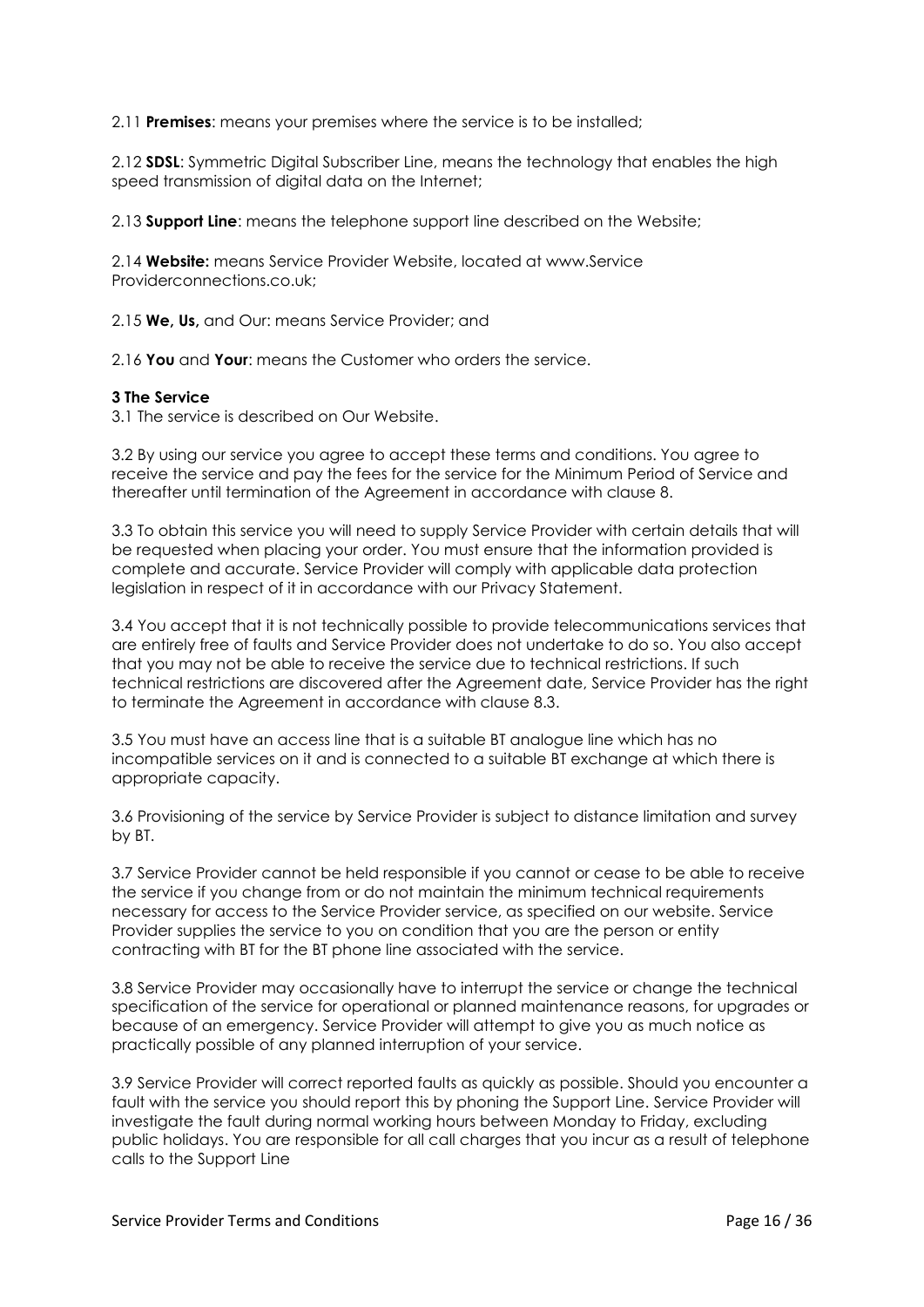2.11 **Premises**: means your premises where the service is to be installed;

2.12 **SDSL**: Symmetric Digital Subscriber Line, means the technology that enables the high speed transmission of digital data on the Internet;

2.13 **Support Line**: means the telephone support line described on the Website;

2.14 **Website:** means Service Provider Website, located at www.Service Providerconnections.co.uk;

2.15 **We, Us,** and Our: means Service Provider; and

2.16 **You** and **Your**: means the Customer who orders the service.

**3 The Service**

3.1 The service is described on Our Website.

3.2 By using our service you agree to accept these terms and conditions. You agree to receive the service and pay the fees for the service for the Minimum Period of Service and thereafter until termination of the Agreement in accordance with clause 8.

3.3 To obtain this service you will need to supply Service Provider with certain details that will be requested when placing your order. You must ensure that the information provided is complete and accurate. Service Provider will comply with applicable data protection legislation in respect of it in accordance with our Privacy Statement.

3.4 You accept that it is not technically possible to provide telecommunications services that are entirely free of faults and Service Provider does not undertake to do so. You also accept that you may not be able to receive the service due to technical restrictions. If such technical restrictions are discovered after the Agreement date, Service Provider has the right to terminate the Agreement in accordance with clause 8.3.

3.5 You must have an access line that is a suitable BT analogue line which has no incompatible services on it and is connected to a suitable BT exchange at which there is appropriate capacity.

3.6 Provisioning of the service by Service Provider is subject to distance limitation and survey by BT.

3.7 Service Provider cannot be held responsible if you cannot or cease to be able to receive the service if you change from or do not maintain the minimum technical requirements necessary for access to the Service Provider service, as specified on our website. Service Provider supplies the service to you on condition that you are the person or entity contracting with BT for the BT phone line associated with the service.

3.8 Service Provider may occasionally have to interrupt the service or change the technical specification of the service for operational or planned maintenance reasons, for upgrades or because of an emergency. Service Provider will attempt to give you as much notice as practically possible of any planned interruption of your service.

3.9 Service Provider will correct reported faults as quickly as possible. Should you encounter a fault with the service you should report this by phoning the Support Line. Service Provider will investigate the fault during normal working hours between Monday to Friday, excluding public holidays. You are responsible for all call charges that you incur as a result of telephone calls to the Support Line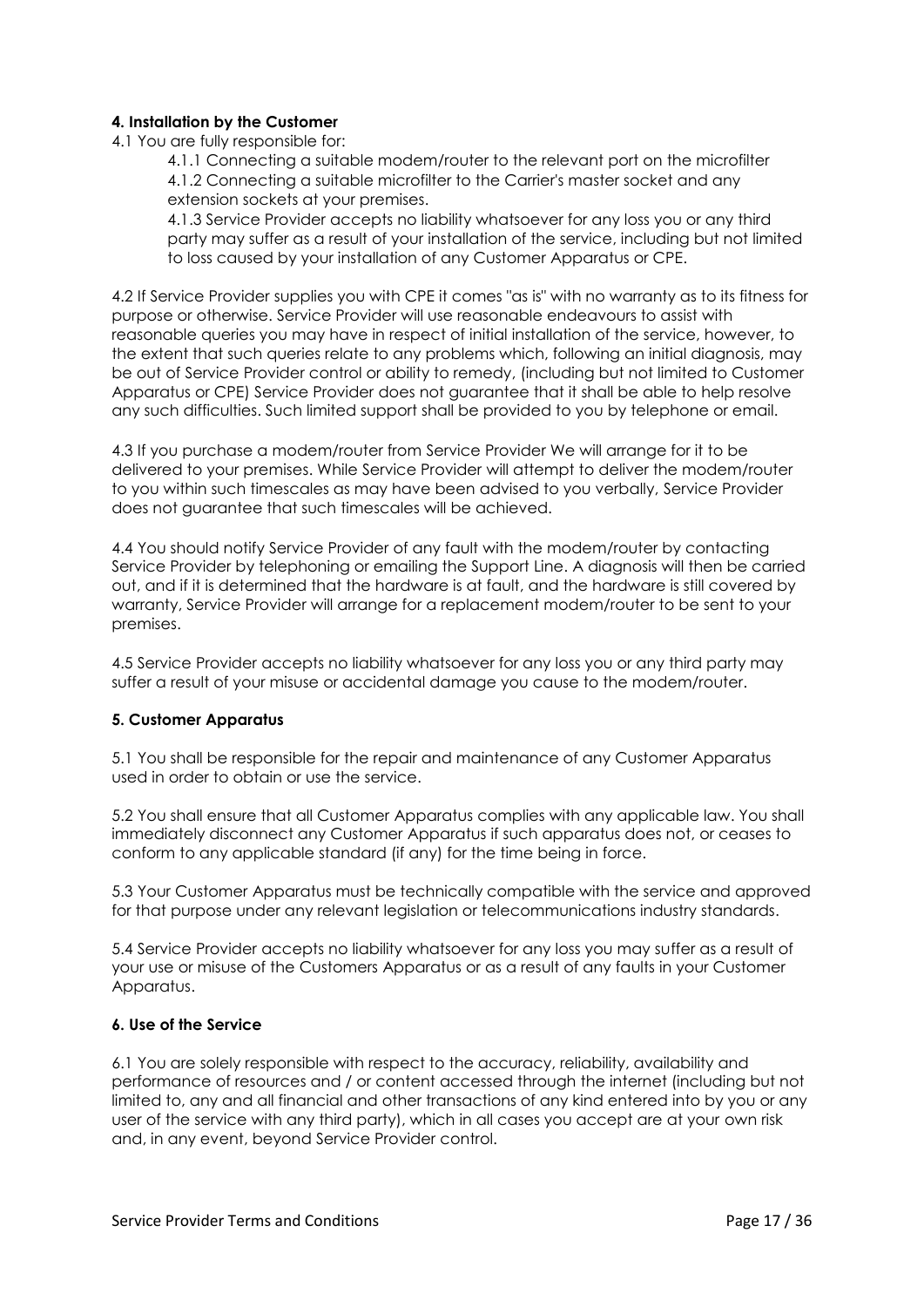**4. Installation by the Customer**

4.1 You are fully responsible for:

4.1.1 Connecting a suitable modem/router to the relevant port on the microfilter
4.1.2 Connecting a suitable microfilter to the Carrier's master socket and any extension sockets at your premises.
4.1.3 Service Provider accepts no liability whatsoever for any loss you or any third party may suffer as a result of your installation of the service, including but not limited to loss caused by your installation of any Customer Apparatus or CPE.

4.2 If Service Provider supplies you with CPE it comes "as is" with no warranty as to its fitness for purpose or otherwise. Service Provider will use reasonable endeavours to assist with reasonable queries you may have in respect of initial installation of the service, however, to the extent that such queries relate to any problems which, following an initial diagnosis, may be out of Service Provider control or ability to remedy, (including but not limited to Customer Apparatus or CPE) Service Provider does not guarantee that it shall be able to help resolve any such difficulties. Such limited support shall be provided to you by telephone or email.

4.3 If you purchase a modem/router from Service Provider We will arrange for it to be delivered to your premises. While Service Provider will attempt to deliver the modem/router to you within such timescales as may have been advised to you verbally, Service Provider does not guarantee that such timescales will be achieved.

4.4 You should notify Service Provider of any fault with the modem/router by contacting Service Provider by telephoning or emailing the Support Line. A diagnosis will then be carried out, and if it is determined that the hardware is at fault, and the hardware is still covered by warranty, Service Provider will arrange for a replacement modem/router to be sent to your premises.

4.5 Service Provider accepts no liability whatsoever for any loss you or any third party may suffer a result of your misuse or accidental damage you cause to the modem/router.

**5. Customer Apparatus**

5.1 You shall be responsible for the repair and maintenance of any Customer Apparatus used in order to obtain or use the service.

5.2 You shall ensure that all Customer Apparatus complies with any applicable law. You shall immediately disconnect any Customer Apparatus if such apparatus does not, or ceases to conform to any applicable standard (if any) for the time being in force.

5.3 Your Customer Apparatus must be technically compatible with the service and approved for that purpose under any relevant legislation or telecommunications industry standards.

5.4 Service Provider accepts no liability whatsoever for any loss you may suffer as a result of your use or misuse of the Customers Apparatus or as a result of any faults in your Customer Apparatus.

**6. Use of the Service**

6.1 You are solely responsible with respect to the accuracy, reliability, availability and performance of resources and / or content accessed through the internet (including but not limited to, any and all financial and other transactions of any kind entered into by you or any user of the service with any third party), which in all cases you accept are at your own risk and, in any event, beyond Service Provider control.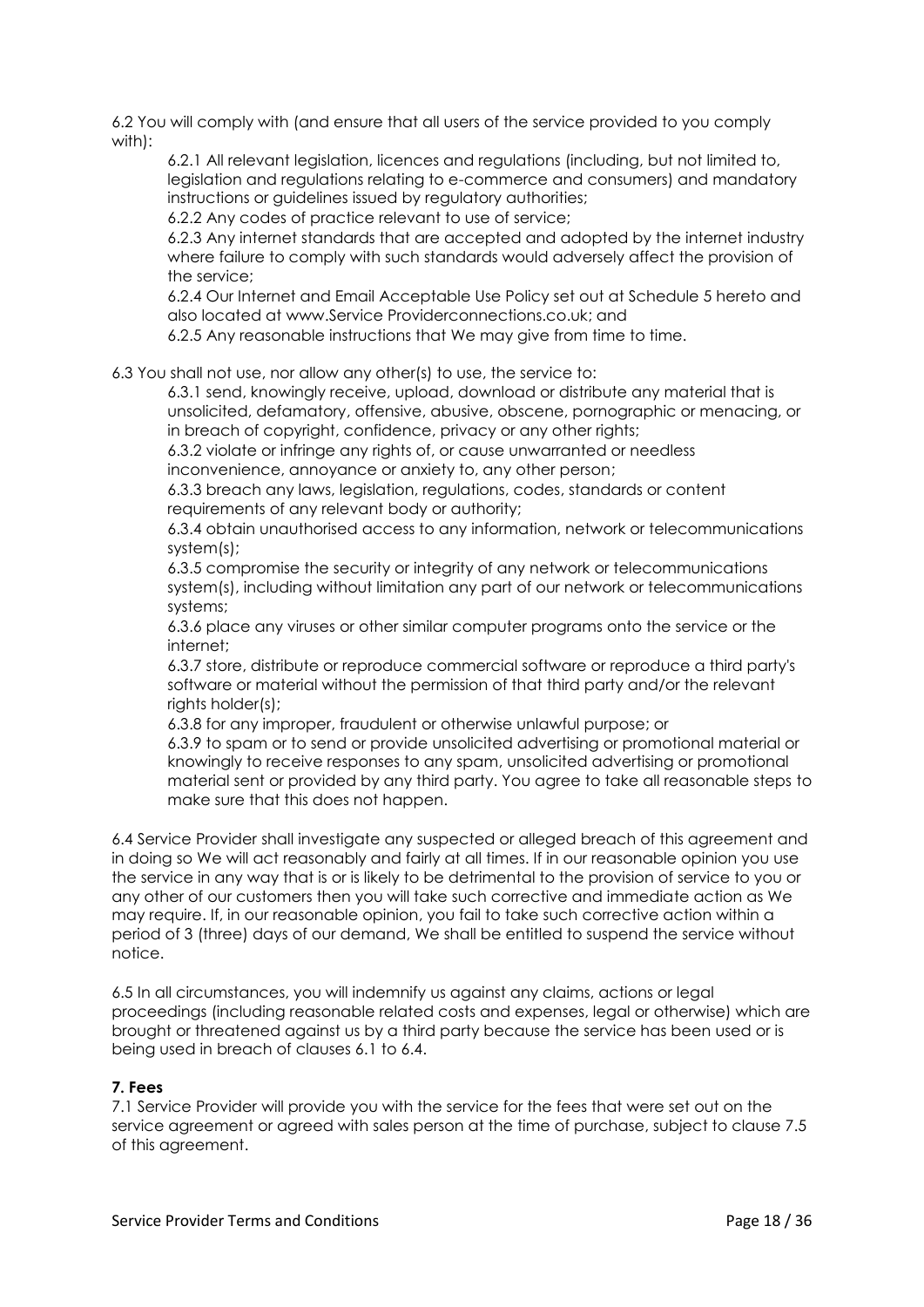6.2 You will comply with (and ensure that all users of the service provided to you comply with):

6.2.1 All relevant legislation, licences and regulations (including, but not limited to, legislation and regulations relating to e-commerce and consumers) and mandatory instructions or guidelines issued by regulatory authorities;

6.2.2 Any codes of practice relevant to use of service;

6.2.3 Any internet standards that are accepted and adopted by the internet industry where failure to comply with such standards would adversely affect the provision of the service;

6.2.4 Our Internet and Email Acceptable Use Policy set out at Schedule 5 hereto and also located at www.Service Providerconnections.co.uk; and

6.2.5 Any reasonable instructions that We may give from time to time.

6.3 You shall not use, nor allow any other(s) to use, the service to:

6.3.1 send, knowingly receive, upload, download or distribute any material that is unsolicited, defamatory, offensive, abusive, obscene, pornographic or menacing, or in breach of copyright, confidence, privacy or any other rights;

6.3.2 violate or infringe any rights of, or cause unwarranted or needless inconvenience, annoyance or anxiety to, any other person;

6.3.3 breach any laws, legislation, regulations, codes, standards or content requirements of any relevant body or authority;

6.3.4 obtain unauthorised access to any information, network or telecommunications system(s);

6.3.5 compromise the security or integrity of any network or telecommunications system(s), including without limitation any part of our network or telecommunications systems;

6.3.6 place any viruses or other similar computer programs onto the service or the internet;

6.3.7 store, distribute or reproduce commercial software or reproduce a third party's software or material without the permission of that third party and/or the relevant rights holder(s);

6.3.8 for any improper, fraudulent or otherwise unlawful purpose; or

6.3.9 to spam or to send or provide unsolicited advertising or promotional material or knowingly to receive responses to any spam, unsolicited advertising or promotional material sent or provided by any third party. You agree to take all reasonable steps to make sure that this does not happen.

6.4 Service Provider shall investigate any suspected or alleged breach of this agreement and in doing so We will act reasonably and fairly at all times. If in our reasonable opinion you use the service in any way that is or is likely to be detrimental to the provision of service to you or any other of our customers then you will take such corrective and immediate action as We may require. If, in our reasonable opinion, you fail to take such corrective action within a period of 3 (three) days of our demand, We shall be entitled to suspend the service without notice.

6.5 In all circumstances, you will indemnify us against any claims, actions or legal proceedings (including reasonable related costs and expenses, legal or otherwise) which are brought or threatened against us by a third party because the service has been used or is being used in breach of clauses 6.1 to 6.4.

**7. Fees**

7.1 Service Provider will provide you with the service for the fees that were set out on the service agreement or agreed with sales person at the time of purchase, subject to clause 7.5 of this agreement.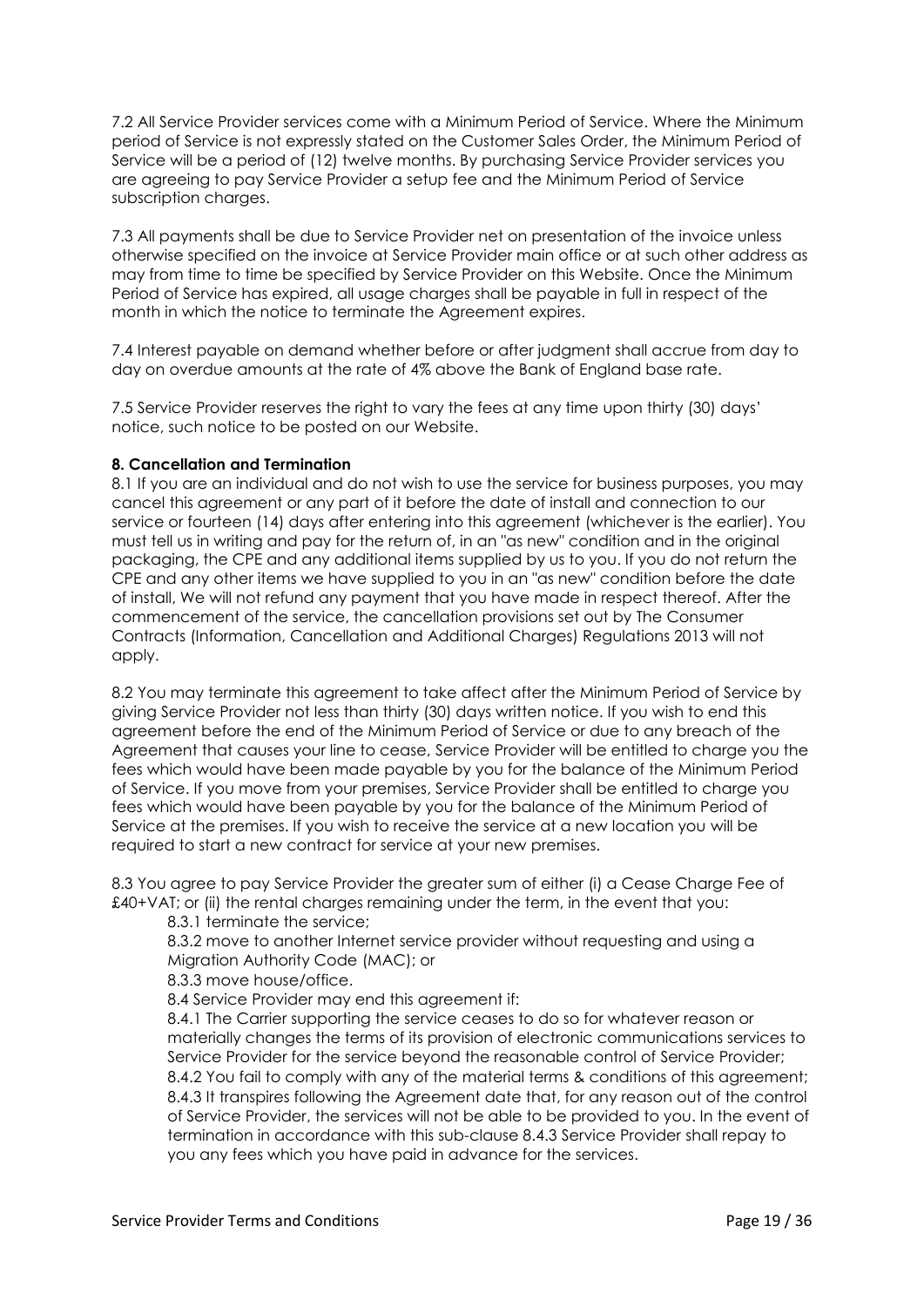7.2 All Service Provider services come with a Minimum Period of Service. Where the Minimum period of Service is not expressly stated on the Customer Sales Order, the Minimum Period of Service will be a period of (12) twelve months. By purchasing Service Provider services you are agreeing to pay Service Provider a setup fee and the Minimum Period of Service subscription charges.

7.3 All payments shall be due to Service Provider net on presentation of the invoice unless otherwise specified on the invoice at Service Provider main office or at such other address as may from time to time be specified by Service Provider on this Website. Once the Minimum Period of Service has expired, all usage charges shall be payable in full in respect of the month in which the notice to terminate the Agreement expires.

7.4 Interest payable on demand whether before or after judgment shall accrue from day to day on overdue amounts at the rate of 4% above the Bank of England base rate.

7.5 Service Provider reserves the right to vary the fees at any time upon thirty (30) days' notice, such notice to be posted on our Website.

**8. Cancellation and Termination**

8.1 If you are an individual and do not wish to use the service for business purposes, you may cancel this agreement or any part of it before the date of install and connection to our service or fourteen (14) days after entering into this agreement (whichever is the earlier). You must tell us in writing and pay for the return of, in an "as new" condition and in the original packaging, the CPE and any additional items supplied by us to you. If you do not return the CPE and any other items we have supplied to you in an "as new" condition before the date of install, We will not refund any payment that you have made in respect thereof. After the commencement of the service, the cancellation provisions set out by The Consumer Contracts (Information, Cancellation and Additional Charges) Regulations 2013 will not apply.

8.2 You may terminate this agreement to take affect after the Minimum Period of Service by giving Service Provider not less than thirty (30) days written notice. If you wish to end this agreement before the end of the Minimum Period of Service or due to any breach of the Agreement that causes your line to cease, Service Provider will be entitled to charge you the fees which would have been made payable by you for the balance of the Minimum Period of Service. If you move from your premises, Service Provider shall be entitled to charge you fees which would have been payable by you for the balance of the Minimum Period of Service at the premises. If you wish to receive the service at a new location you will be required to start a new contract for service at your new premises.

8.3 You agree to pay Service Provider the greater sum of either (i) a Cease Charge Fee of £40+VAT; or (ii) the rental charges remaining under the term, in the event that you:

8.3.1 terminate the service;

8.3.2 move to another Internet service provider without requesting and using a Migration Authority Code (MAC); or

8.3.3 move house/office.

8.4 Service Provider may end this agreement if:

8.4.1 The Carrier supporting the service ceases to do so for whatever reason or materially changes the terms of its provision of electronic communications services to Service Provider for the service beyond the reasonable control of Service Provider;

8.4.2 You fail to comply with any of the material terms & conditions of this agreement;

8.4.3 It transpires following the Agreement date that, for any reason out of the control of Service Provider, the services will not be able to be provided to you. In the event of termination in accordance with this sub-clause 8.4.3 Service Provider shall repay to you any fees which you have paid in advance for the services.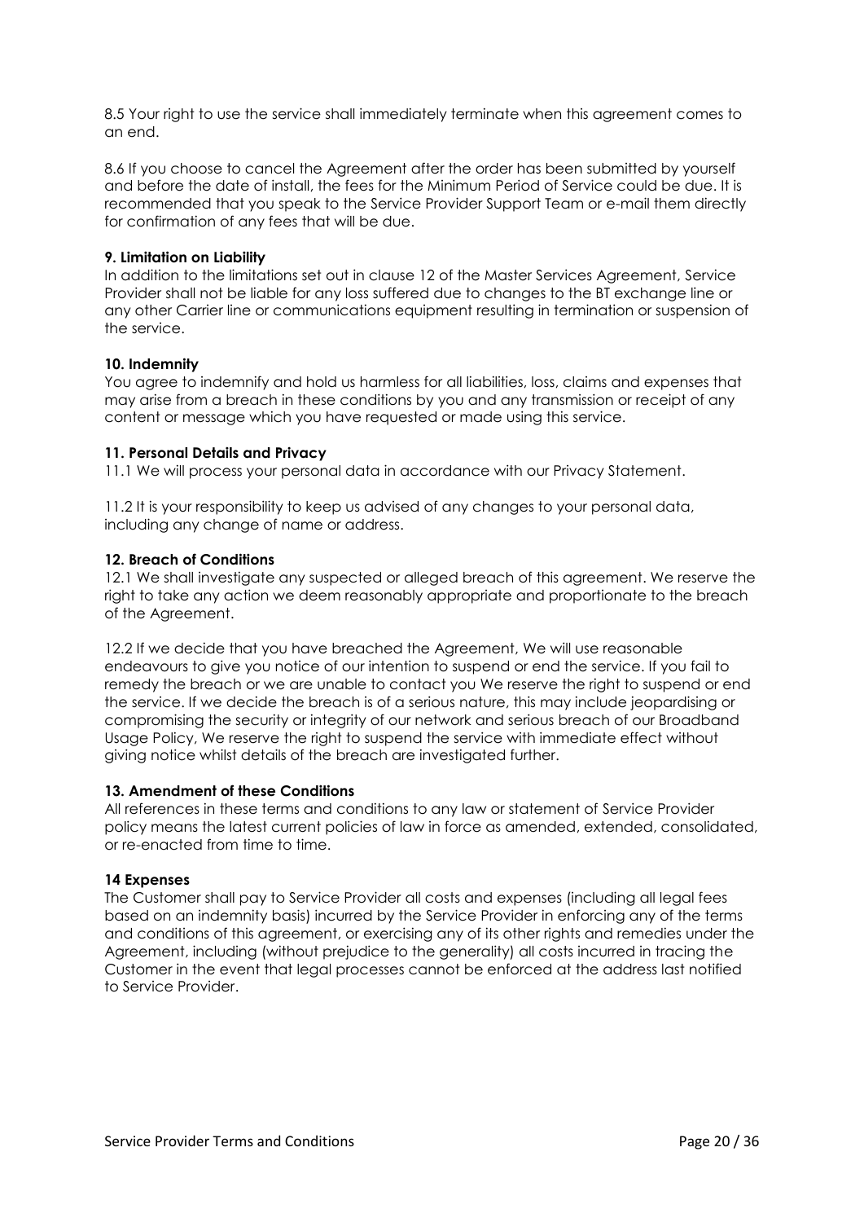8.5 Your right to use the service shall immediately terminate when this agreement comes to an end.

8.6 If you choose to cancel the Agreement after the order has been submitted by yourself and before the date of install, the fees for the Minimum Period of Service could be due. It is recommended that you speak to the Service Provider Support Team or e-mail them directly for confirmation of any fees that will be due.

**9. Limitation on Liability**

In addition to the limitations set out in clause 12 of the Master Services Agreement, Service Provider shall not be liable for any loss suffered due to changes to the BT exchange line or any other Carrier line or communications equipment resulting in termination or suspension of the service.

**10. Indemnity**

You agree to indemnify and hold us harmless for all liabilities, loss, claims and expenses that may arise from a breach in these conditions by you and any transmission or receipt of any content or message which you have requested or made using this service.

**11. Personal Details and Privacy**

11.1 We will process your personal data in accordance with our Privacy Statement.

11.2 It is your responsibility to keep us advised of any changes to your personal data, including any change of name or address.

**12. Breach of Conditions**

12.1 We shall investigate any suspected or alleged breach of this agreement. We reserve the right to take any action we deem reasonably appropriate and proportionate to the breach of the Agreement.

12.2 If we decide that you have breached the Agreement, We will use reasonable endeavours to give you notice of our intention to suspend or end the service. If you fail to remedy the breach or we are unable to contact you We reserve the right to suspend or end the service. If we decide the breach is of a serious nature, this may include jeopardising or compromising the security or integrity of our network and serious breach of our Broadband Usage Policy, We reserve the right to suspend the service with immediate effect without giving notice whilst details of the breach are investigated further.

**13. Amendment of these Conditions**

All references in these terms and conditions to any law or statement of Service Provider policy means the latest current policies of law in force as amended, extended, consolidated, or re-enacted from time to time.

**14 Expenses**

The Customer shall pay to Service Provider all costs and expenses (including all legal fees based on an indemnity basis) incurred by the Service Provider in enforcing any of the terms and conditions of this agreement, or exercising any of its other rights and remedies under the Agreement, including (without prejudice to the generality) all costs incurred in tracing the Customer in the event that legal processes cannot be enforced at the address last notified to Service Provider.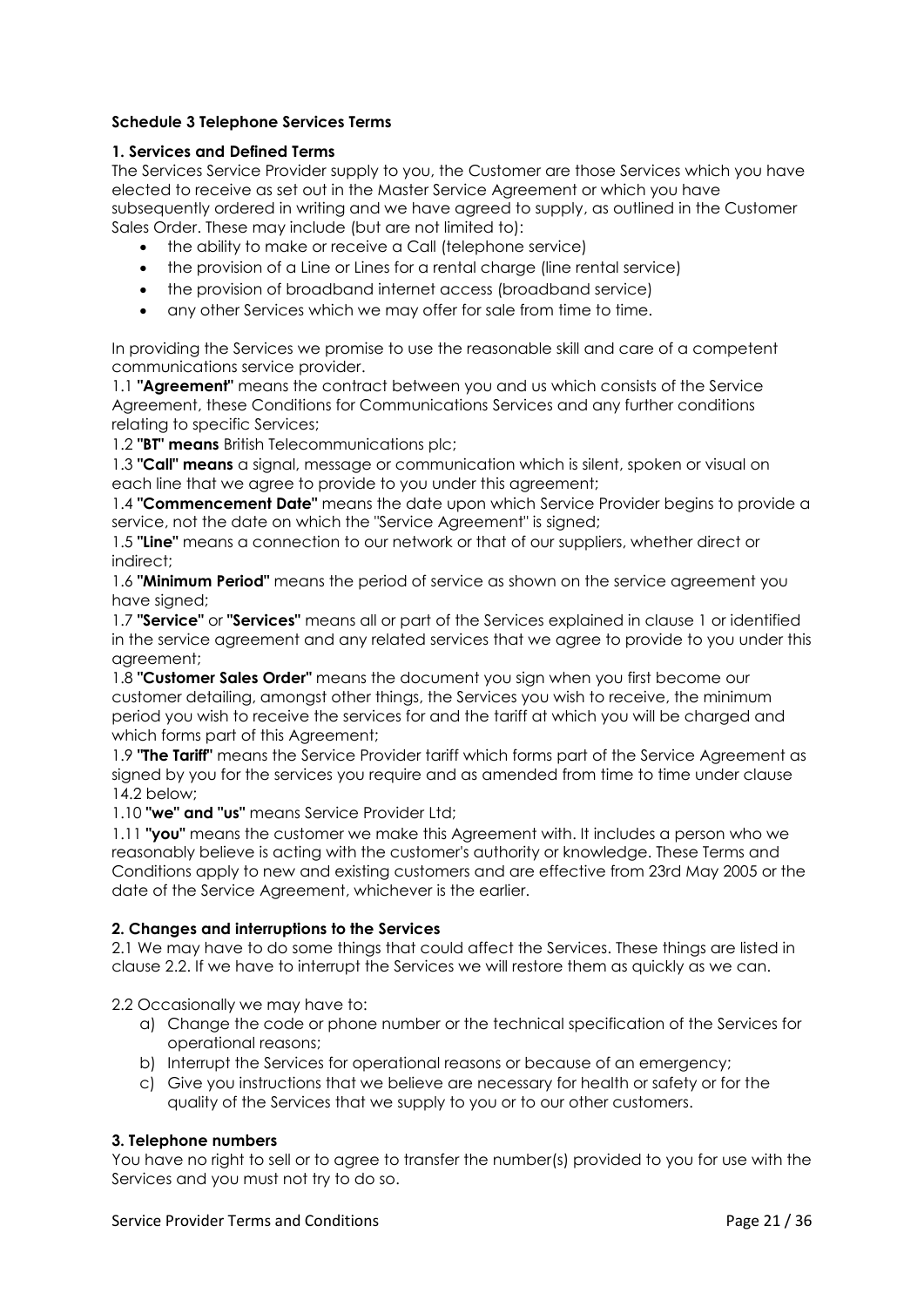**Schedule 3 Telephone Services Terms**

**1. Services and Defined Terms**

The Services Service Provider supply to you, the Customer are those Services which you have elected to receive as set out in the Master Service Agreement or which you have subsequently ordered in writing and we have agreed to supply, as outlined in the Customer Sales Order. These may include (but are not limited to):

- the ability to make or receive a Call (telephone service)
- the provision of a Line or Lines for a rental charge (line rental service)
- the provision of broadband internet access (broadband service)
- any other Services which we may offer for sale from time to time.

In providing the Services we promise to use the reasonable skill and care of a competent communications service provider.

1.1 **"Agreement"** means the contract between you and us which consists of the Service Agreement, these Conditions for Communications Services and any further conditions relating to specific Services;

1.2 **"BT" means** British Telecommunications plc;

1.3 **"Call" means** a signal, message or communication which is silent, spoken or visual on each line that we agree to provide to you under this agreement;

1.4 **"Commencement Date"** means the date upon which Service Provider begins to provide a service, not the date on which the "Service Agreement" is signed;

1.5 **"Line"** means a connection to our network or that of our suppliers, whether direct or indirect;

1.6 **"Minimum Period"** means the period of service as shown on the service agreement you have signed;

1.7 **"Service"** or **"Services"** means all or part of the Services explained in clause 1 or identified in the service agreement and any related services that we agree to provide to you under this agreement;

1.8 **"Customer Sales Order"** means the document you sign when you first become our customer detailing, amongst other things, the Services you wish to receive, the minimum period you wish to receive the services for and the tariff at which you will be charged and which forms part of this Agreement;

1.9 **"The Tariff"** means the Service Provider tariff which forms part of the Service Agreement as signed by you for the services you require and as amended from time to time under clause 14.2 below;

1.10 **"we" and "us"** means Service Provider Ltd;

1.11 **"you"** means the customer we make this Agreement with. It includes a person who we reasonably believe is acting with the customer's authority or knowledge. These Terms and Conditions apply to new and existing customers and are effective from 23rd May 2005 or the date of the Service Agreement, whichever is the earlier.

**2. Changes and interruptions to the Services**

2.1 We may have to do some things that could affect the Services. These things are listed in clause 2.2. If we have to interrupt the Services we will restore them as quickly as we can.

2.2 Occasionally we may have to:

a) Change the code or phone number or the technical specification of the Services for operational reasons;
b) Interrupt the Services for operational reasons or because of an emergency;
c) Give you instructions that we believe are necessary for health or safety or for the quality of the Services that we supply to you or to our other customers.

**3. Telephone numbers**

You have no right to sell or to agree to transfer the number(s) provided to you for use with the Services and you must not try to do so.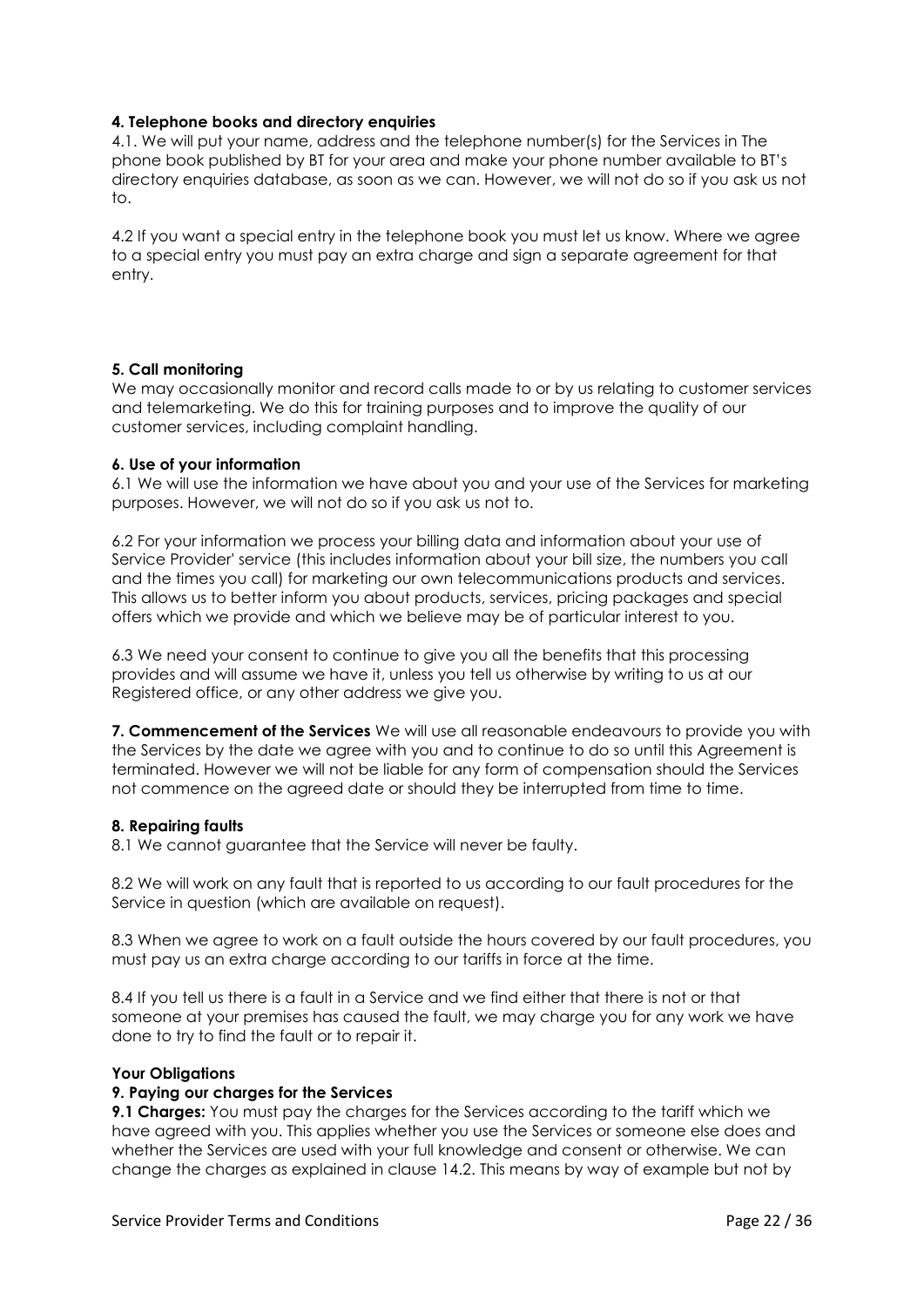**4. Telephone books and directory enquiries**

4.1. We will put your name, address and the telephone number(s) for the Services in The phone book published by BT for your area and make your phone number available to BT's directory enquiries database, as soon as we can. However, we will not do so if you ask us not to.

4.2 If you want a special entry in the telephone book you must let us know. Where we agree to a special entry you must pay an extra charge and sign a separate agreement for that entry.

**5. Call monitoring**

We may occasionally monitor and record calls made to or by us relating to customer services and telemarketing. We do this for training purposes and to improve the quality of our customer services, including complaint handling.

**6. Use of your information**

6.1 We will use the information we have about you and your use of the Services for marketing purposes. However, we will not do so if you ask us not to.

6.2 For your information we process your billing data and information about your use of Service Provider' service (this includes information about your bill size, the numbers you call and the times you call) for marketing our own telecommunications products and services. This allows us to better inform you about products, services, pricing packages and special offers which we provide and which we believe may be of particular interest to you.

6.3 We need your consent to continue to give you all the benefits that this processing provides and will assume we have it, unless you tell us otherwise by writing to us at our Registered office, or any other address we give you.

**7. Commencement of the Services** We will use all reasonable endeavours to provide you with the Services by the date we agree with you and to continue to do so until this Agreement is terminated. However we will not be liable for any form of compensation should the Services not commence on the agreed date or should they be interrupted from time to time.

**8. Repairing faults**

8.1 We cannot guarantee that the Service will never be faulty.

8.2 We will work on any fault that is reported to us according to our fault procedures for the Service in question (which are available on request).

8.3 When we agree to work on a fault outside the hours covered by our fault procedures, you must pay us an extra charge according to our tariffs in force at the time.

8.4 If you tell us there is a fault in a Service and we find either that there is not or that someone at your premises has caused the fault, we may charge you for any work we have done to try to find the fault or to repair it.

**Your Obligations**

**9. Paying our charges for the Services**

**9.1 Charges:** You must pay the charges for the Services according to the tariff which we have agreed with you. This applies whether you use the Services or someone else does and whether the Services are used with your full knowledge and consent or otherwise. We can change the charges as explained in clause 14.2. This means by way of example but not by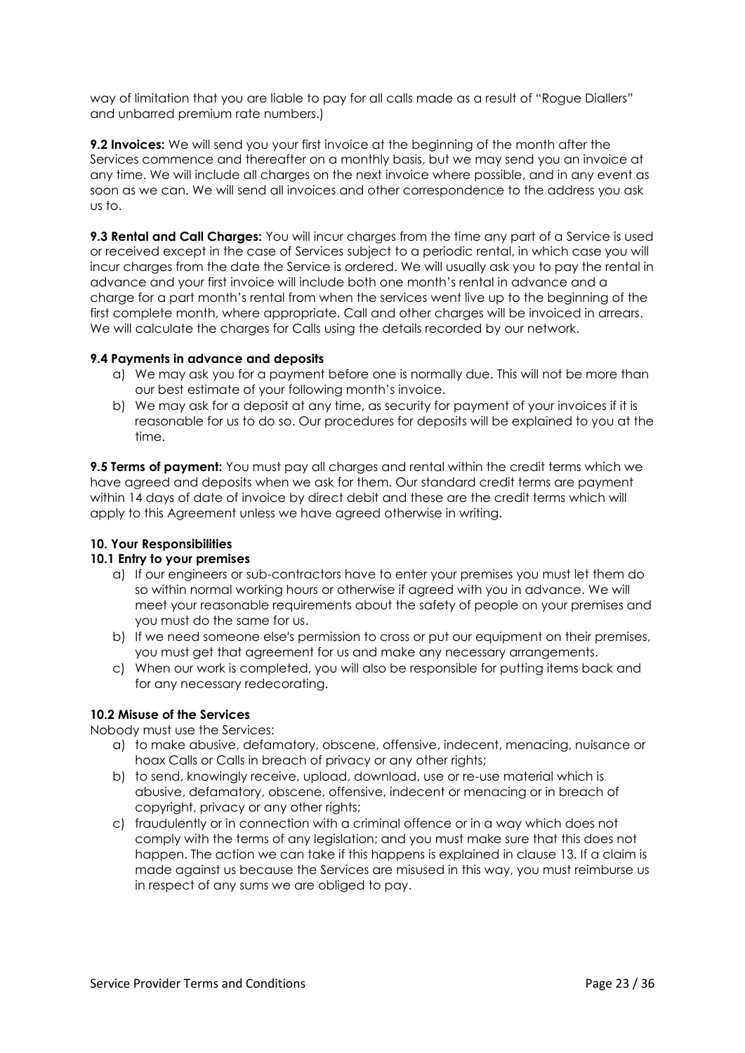way of limitation that you are liable to pay for all calls made as a result of "Rogue Diallers" and unbarred premium rate numbers.)

**9.2 Invoices:** We will send you your first invoice at the beginning of the month after the Services commence and thereafter on a monthly basis, but we may send you an invoice at any time. We will include all charges on the next invoice where possible, and in any event as soon as we can. We will send all invoices and other correspondence to the address you ask us to.

**9.3 Rental and Call Charges:** You will incur charges from the time any part of a Service is used or received except in the case of Services subject to a periodic rental, in which case you will incur charges from the date the Service is ordered. We will usually ask you to pay the rental in advance and your first invoice will include both one month's rental in advance and a charge for a part month's rental from when the services went live up to the beginning of the first complete month, where appropriate. Call and other charges will be invoiced in arrears. We will calculate the charges for Calls using the details recorded by our network.

**9.4 Payments in advance and deposits**

a) We may ask you for a payment before one is normally due. This will not be more than our best estimate of your following month's invoice.
b) We may ask for a deposit at any time, as security for payment of your invoices if it is reasonable for us to do so. Our procedures for deposits will be explained to you at the time.

**9.5 Terms of payment:** You must pay all charges and rental within the credit terms which we have agreed and deposits when we ask for them. Our standard credit terms are payment within 14 days of date of invoice by direct debit and these are the credit terms which will apply to this Agreement unless we have agreed otherwise in writing.

**10. Your Responsibilities**

**10.1 Entry to your premises**

a) If our engineers or sub-contractors have to enter your premises you must let them do so within normal working hours or otherwise if agreed with you in advance. We will meet your reasonable requirements about the safety of people on your premises and you must do the same for us.
b) If we need someone else's permission to cross or put our equipment on their premises, you must get that agreement for us and make any necessary arrangements.
c) When our work is completed, you will also be responsible for putting items back and for any necessary redecorating.

**10.2 Misuse of the Services**

Nobody must use the Services:

a) to make abusive, defamatory, obscene, offensive, indecent, menacing, nuisance or hoax Calls or Calls in breach of privacy or any other rights;
b) to send, knowingly receive, upload, download, use or re-use material which is abusive, defamatory, obscene, offensive, indecent or menacing or in breach of copyright, privacy or any other rights;
c) fraudulently or in connection with a criminal offence or in a way which does not comply with the terms of any legislation; and you must make sure that this does not happen. The action we can take if this happens is explained in clause 13. If a claim is made against us because the Services are misused in this way, you must reimburse us in respect of any sums we are obliged to pay.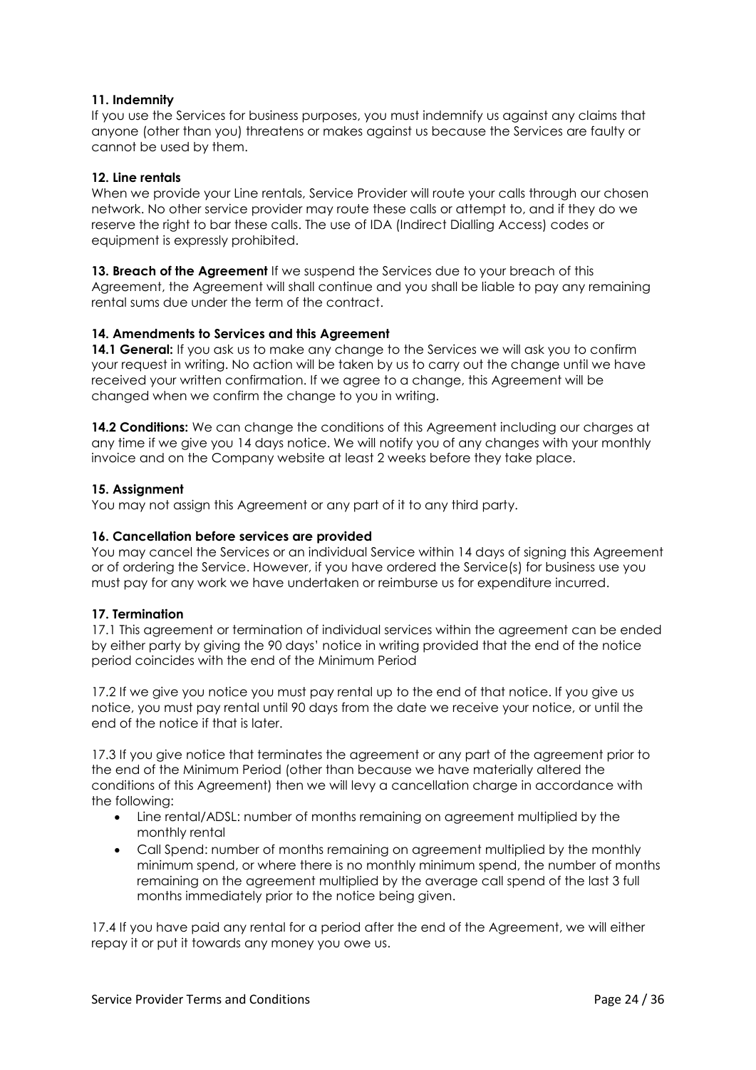**11. Indemnity**
If you use the Services for business purposes, you must indemnify us against any claims that anyone (other than you) threatens or makes against us because the Services are faulty or cannot be used by them.

**12. Line rentals**
When we provide your Line rentals, Service Provider will route your calls through our chosen network. No other service provider may route these calls or attempt to, and if they do we reserve the right to bar these calls. The use of IDA (Indirect Dialling Access) codes or equipment is expressly prohibited.

**13. Breach of the Agreement** If we suspend the Services due to your breach of this Agreement, the Agreement will shall continue and you shall be liable to pay any remaining rental sums due under the term of the contract.

**14. Amendments to Services and this Agreement**
**14.1 General:** If you ask us to make any change to the Services we will ask you to confirm your request in writing. No action will be taken by us to carry out the change until we have received your written confirmation. If we agree to a change, this Agreement will be changed when we confirm the change to you in writing.

**14.2 Conditions:** We can change the conditions of this Agreement including our charges at any time if we give you 14 days notice. We will notify you of any changes with your monthly invoice and on the Company website at least 2 weeks before they take place.

**15. Assignment**
You may not assign this Agreement or any part of it to any third party.

**16. Cancellation before services are provided**
You may cancel the Services or an individual Service within 14 days of signing this Agreement or of ordering the Service. However, if you have ordered the Service(s) for business use you must pay for any work we have undertaken or reimburse us for expenditure incurred.

**17. Termination**
17.1 This agreement or termination of individual services within the agreement can be ended by either party by giving the 90 days' notice in writing provided that the end of the notice period coincides with the end of the Minimum Period

17.2 If we give you notice you must pay rental up to the end of that notice. If you give us notice, you must pay rental until 90 days from the date we receive your notice, or until the end of the notice if that is later.

17.3 If you give notice that terminates the agreement or any part of the agreement prior to the end of the Minimum Period (other than because we have materially altered the conditions of this Agreement) then we will levy a cancellation charge in accordance with the following:

- Line rental/ADSL: number of months remaining on agreement multiplied by the monthly rental
- Call Spend: number of months remaining on agreement multiplied by the monthly minimum spend, or where there is no monthly minimum spend, the number of months remaining on the agreement multiplied by the average call spend of the last 3 full months immediately prior to the notice being given.

17.4 If you have paid any rental for a period after the end of the Agreement, we will either repay it or put it towards any money you owe us.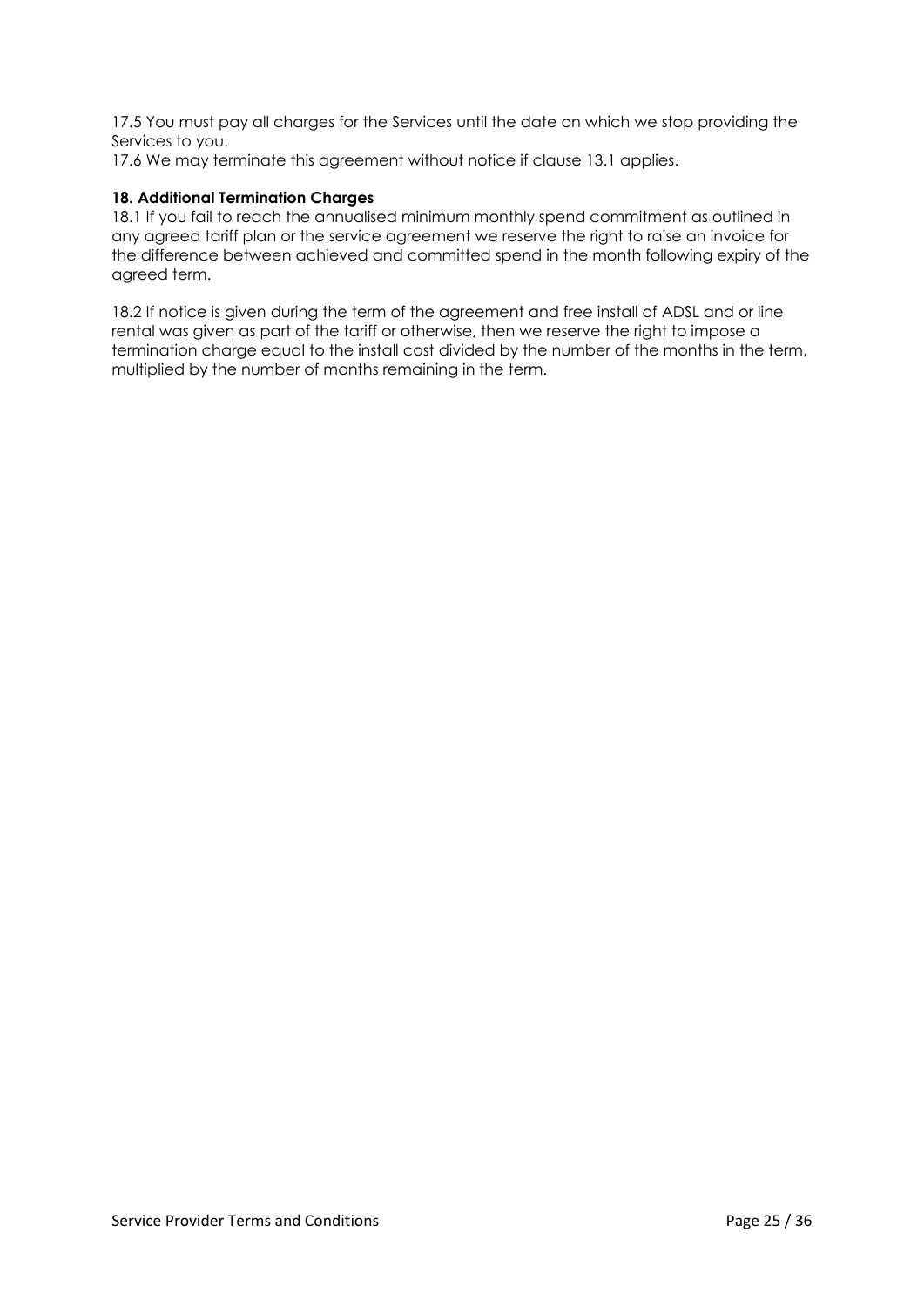17.5 You must pay all charges for the Services until the date on which we stop providing the Services to you.

17.6 We may terminate this agreement without notice if clause 13.1 applies.

**18. Additional Termination Charges**

18.1 If you fail to reach the annualised minimum monthly spend commitment as outlined in any agreed tariff plan or the service agreement we reserve the right to raise an invoice for the difference between achieved and committed spend in the month following expiry of the agreed term.

18.2 If notice is given during the term of the agreement and free install of ADSL and or line rental was given as part of the tariff or otherwise, then we reserve the right to impose a termination charge equal to the install cost divided by the number of the months in the term, multiplied by the number of months remaining in the term.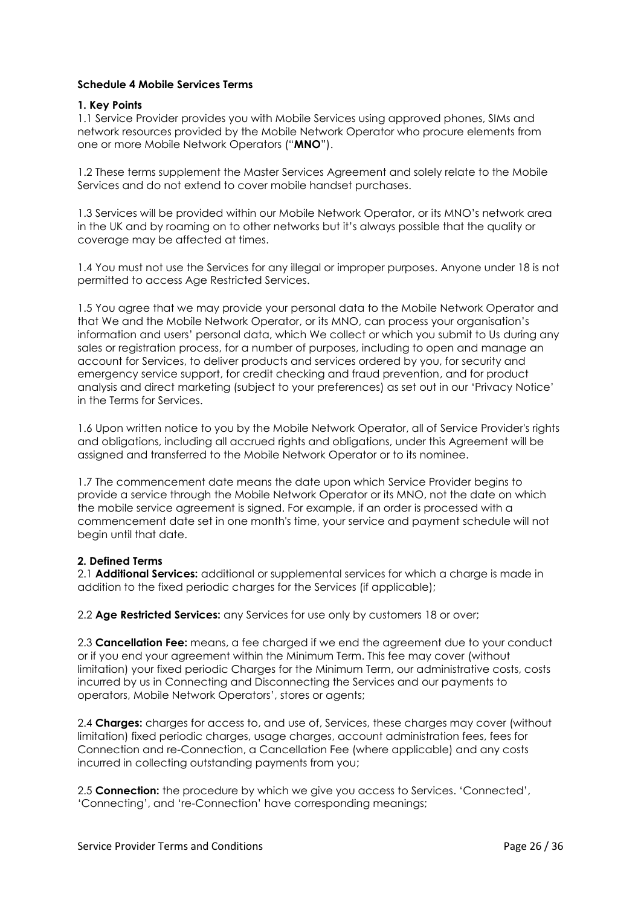**Schedule 4 Mobile Services Terms**

**1. Key Points**

1.1 Service Provider provides you with Mobile Services using approved phones, SIMs and network resources provided by the Mobile Network Operator who procure elements from one or more Mobile Network Operators ("**MNO**").

1.2 These terms supplement the Master Services Agreement and solely relate to the Mobile Services and do not extend to cover mobile handset purchases.

1.3 Services will be provided within our Mobile Network Operator, or its MNO's network area in the UK and by roaming on to other networks but it's always possible that the quality or coverage may be affected at times.

1.4 You must not use the Services for any illegal or improper purposes. Anyone under 18 is not permitted to access Age Restricted Services.

1.5 You agree that we may provide your personal data to the Mobile Network Operator and that We and the Mobile Network Operator, or its MNO, can process your organisation's information and users' personal data, which We collect or which you submit to Us during any sales or registration process, for a number of purposes, including to open and manage an account for Services, to deliver products and services ordered by you, for security and emergency service support, for credit checking and fraud prevention, and for product analysis and direct marketing (subject to your preferences) as set out in our 'Privacy Notice' in the Terms for Services.

1.6 Upon written notice to you by the Mobile Network Operator, all of Service Provider's rights and obligations, including all accrued rights and obligations, under this Agreement will be assigned and transferred to the Mobile Network Operator or to its nominee.

1.7 The commencement date means the date upon which Service Provider begins to provide a service through the Mobile Network Operator or its MNO, not the date on which the mobile service agreement is signed. For example, if an order is processed with a commencement date set in one month's time, your service and payment schedule will not begin until that date.

**2. Defined Terms**

2.1 **Additional Services:** additional or supplemental services for which a charge is made in addition to the fixed periodic charges for the Services (if applicable);

2.2 **Age Restricted Services:** any Services for use only by customers 18 or over;

2.3 **Cancellation Fee:** means, a fee charged if we end the agreement due to your conduct or if you end your agreement within the Minimum Term. This fee may cover (without limitation) your fixed periodic Charges for the Minimum Term, our administrative costs, costs incurred by us in Connecting and Disconnecting the Services and our payments to operators, Mobile Network Operators', stores or agents;

2.4 **Charges:** charges for access to, and use of, Services, these charges may cover (without limitation) fixed periodic charges, usage charges, account administration fees, fees for Connection and re-Connection, a Cancellation Fee (where applicable) and any costs incurred in collecting outstanding payments from you;

2.5 **Connection:** the procedure by which we give you access to Services. 'Connected', 'Connecting', and 're-Connection' have corresponding meanings;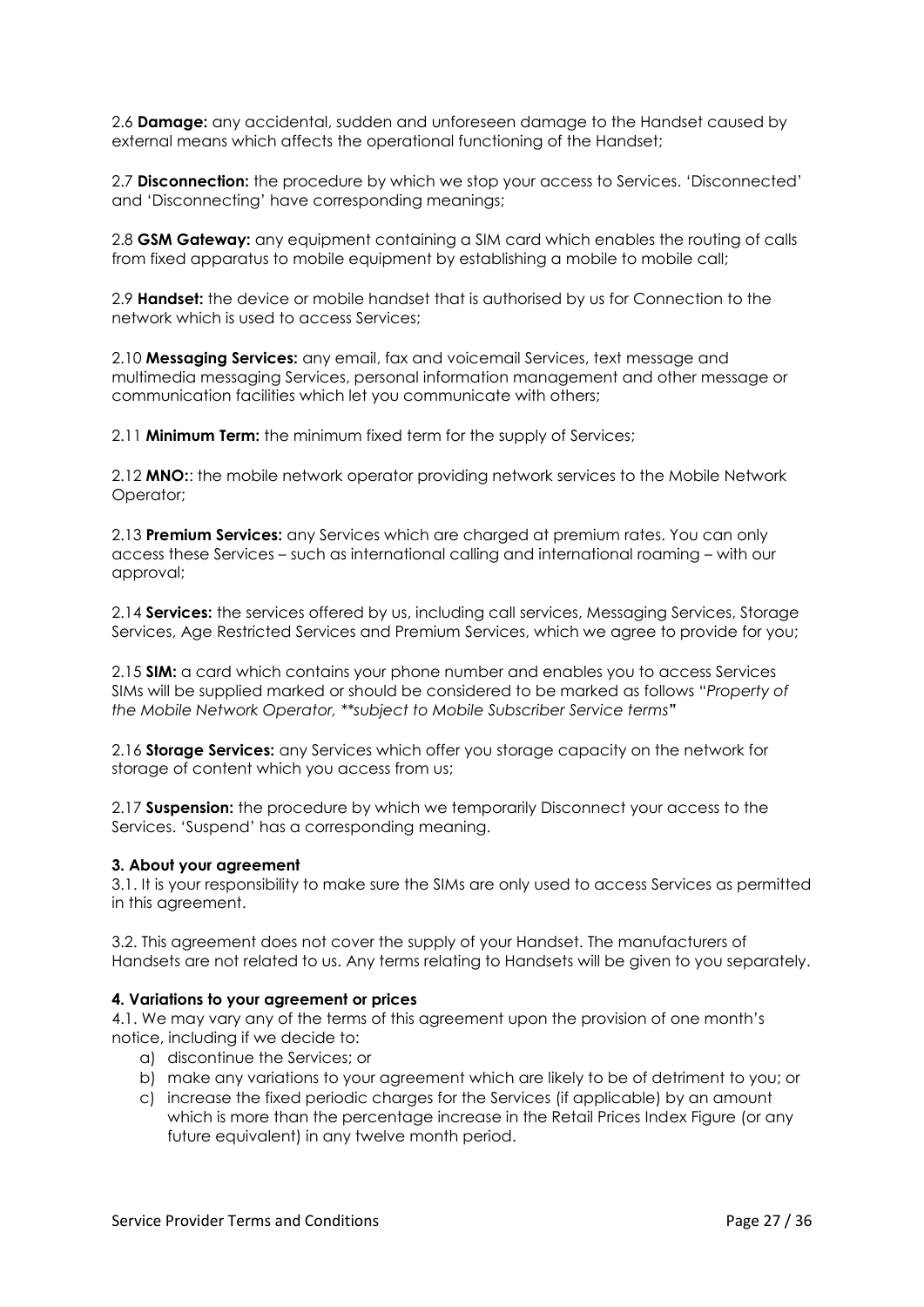2.6 **Damage:** any accidental, sudden and unforeseen damage to the Handset caused by external means which affects the operational functioning of the Handset;

2.7 **Disconnection:** the procedure by which we stop your access to Services. 'Disconnected' and 'Disconnecting' have corresponding meanings;

2.8 **GSM Gateway:** any equipment containing a SIM card which enables the routing of calls from fixed apparatus to mobile equipment by establishing a mobile to mobile call;

2.9 **Handset:** the device or mobile handset that is authorised by us for Connection to the network which is used to access Services;

2.10 **Messaging Services:** any email, fax and voicemail Services, text message and multimedia messaging Services, personal information management and other message or communication facilities which let you communicate with others;

2.11 **Minimum Term:** the minimum fixed term for the supply of Services;

2.12 **MNO:**: the mobile network operator providing network services to the Mobile Network Operator;

2.13 **Premium Services:** any Services which are charged at premium rates. You can only access these Services – such as international calling and international roaming – with our approval;

2.14 **Services:** the services offered by us, including call services, Messaging Services, Storage Services, Age Restricted Services and Premium Services, which we agree to provide for you;

2.15 **SIM:** a card which contains your phone number and enables you to access Services SIMs will be supplied marked or should be considered to be marked as follows "*Property of the Mobile Network Operator, **subject to Mobile Subscriber Service terms*"

2.16 **Storage Services:** any Services which offer you storage capacity on the network for storage of content which you access from us;

2.17 **Suspension:** the procedure by which we temporarily Disconnect your access to the Services. 'Suspend' has a corresponding meaning.

**3. About your agreement**

3.1. It is your responsibility to make sure the SIMs are only used to access Services as permitted in this agreement.

3.2. This agreement does not cover the supply of your Handset. The manufacturers of Handsets are not related to us. Any terms relating to Handsets will be given to you separately.

**4. Variations to your agreement or prices**

4.1. We may vary any of the terms of this agreement upon the provision of one month's notice, including if we decide to:

a) discontinue the Services; or
b) make any variations to your agreement which are likely to be of detriment to you; or
c) increase the fixed periodic charges for the Services (if applicable) by an amount which is more than the percentage increase in the Retail Prices Index Figure (or any future equivalent) in any twelve month period.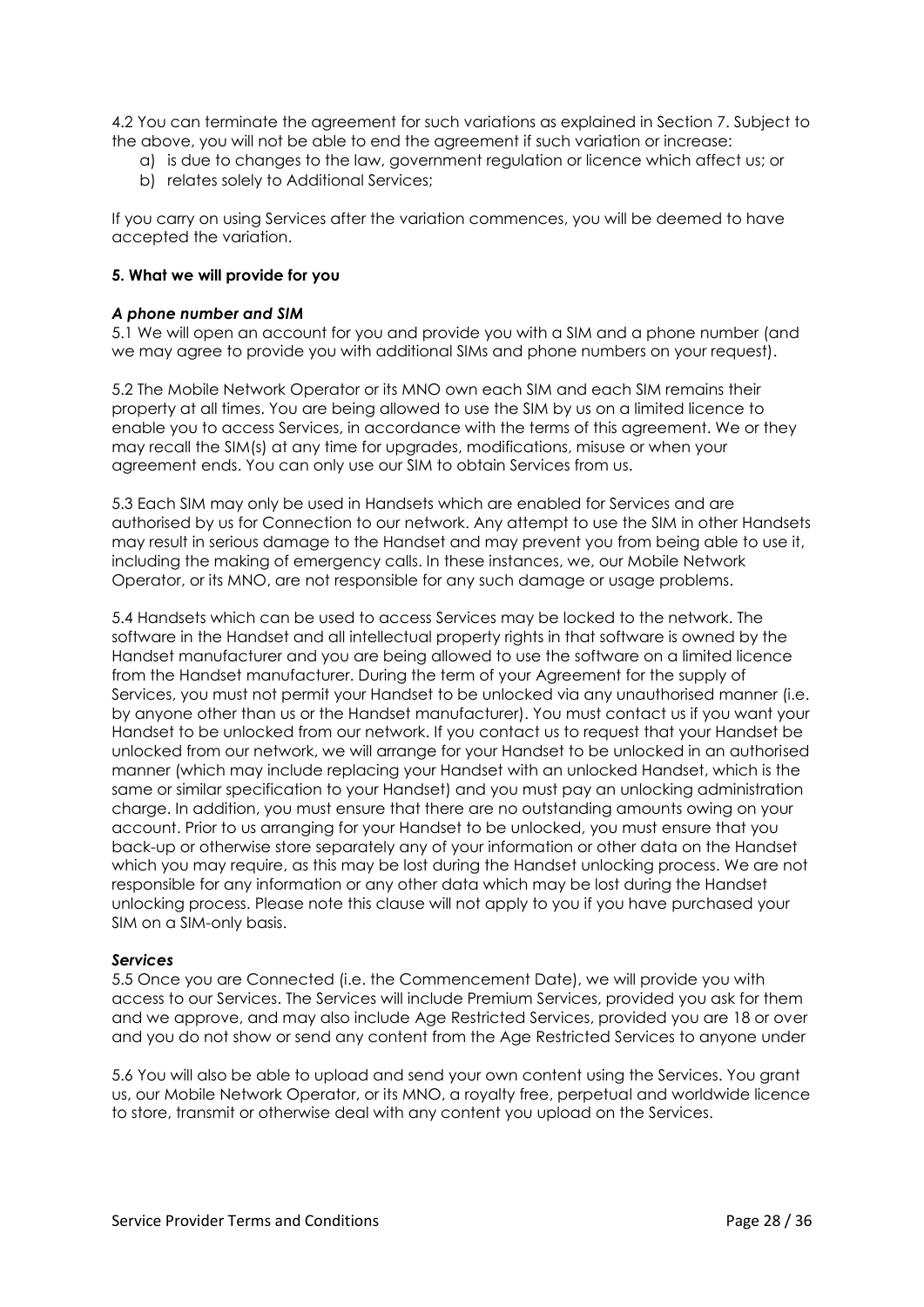4.2 You can terminate the agreement for such variations as explained in Section 7. Subject to the above, you will not be able to end the agreement if such variation or increase:

a) is due to changes to the law, government regulation or licence which affect us; or
b) relates solely to Additional Services;

If you carry on using Services after the variation commences, you will be deemed to have accepted the variation.

**5. What we will provide for you**

***A phone number and SIM***

5.1 We will open an account for you and provide you with a SIM and a phone number (and we may agree to provide you with additional SIMs and phone numbers on your request).

5.2 The Mobile Network Operator or its MNO own each SIM and each SIM remains their property at all times. You are being allowed to use the SIM by us on a limited licence to enable you to access Services, in accordance with the terms of this agreement. We or they may recall the SIM(s) at any time for upgrades, modifications, misuse or when your agreement ends. You can only use our SIM to obtain Services from us.

5.3 Each SIM may only be used in Handsets which are enabled for Services and are authorised by us for Connection to our network. Any attempt to use the SIM in other Handsets may result in serious damage to the Handset and may prevent you from being able to use it, including the making of emergency calls. In these instances, we, our Mobile Network Operator, or its MNO, are not responsible for any such damage or usage problems.

5.4 Handsets which can be used to access Services may be locked to the network. The software in the Handset and all intellectual property rights in that software is owned by the Handset manufacturer and you are being allowed to use the software on a limited licence from the Handset manufacturer. During the term of your Agreement for the supply of Services, you must not permit your Handset to be unlocked via any unauthorised manner (i.e. by anyone other than us or the Handset manufacturer). You must contact us if you want your Handset to be unlocked from our network. If you contact us to request that your Handset be unlocked from our network, we will arrange for your Handset to be unlocked in an authorised manner (which may include replacing your Handset with an unlocked Handset, which is the same or similar specification to your Handset) and you must pay an unlocking administration charge. In addition, you must ensure that there are no outstanding amounts owing on your account. Prior to us arranging for your Handset to be unlocked, you must ensure that you back-up or otherwise store separately any of your information or other data on the Handset which you may require, as this may be lost during the Handset unlocking process. We are not responsible for any information or any other data which may be lost during the Handset unlocking process. Please note this clause will not apply to you if you have purchased your SIM on a SIM-only basis.

***Services***

5.5 Once you are Connected (i.e. the Commencement Date), we will provide you with access to our Services. The Services will include Premium Services, provided you ask for them and we approve, and may also include Age Restricted Services, provided you are 18 or over and you do not show or send any content from the Age Restricted Services to anyone under

5.6 You will also be able to upload and send your own content using the Services. You grant us, our Mobile Network Operator, or its MNO, a royalty free, perpetual and worldwide licence to store, transmit or otherwise deal with any content you upload on the Services.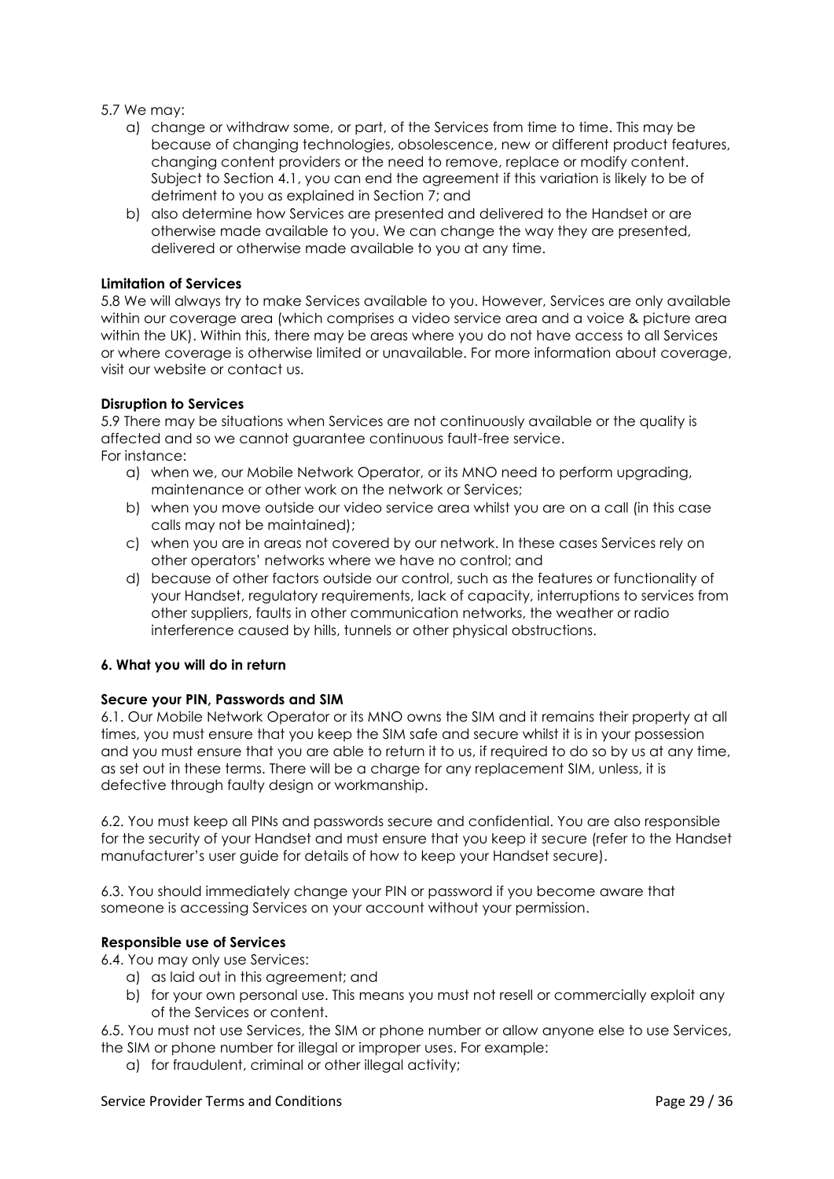5.7 We may:

a) change or withdraw some, or part, of the Services from time to time. This may be because of changing technologies, obsolescence, new or different product features, changing content providers or the need to remove, replace or modify content. Subject to Section 4.1, you can end the agreement if this variation is likely to be of detriment to you as explained in Section 7; and
b) also determine how Services are presented and delivered to the Handset or are otherwise made available to you. We can change the way they are presented, delivered or otherwise made available to you at any time.

**Limitation of Services**

5.8 We will always try to make Services available to you. However, Services are only available within our coverage area (which comprises a video service area and a voice & picture area within the UK). Within this, there may be areas where you do not have access to all Services or where coverage is otherwise limited or unavailable. For more information about coverage, visit our website or contact us.

**Disruption to Services**

5.9 There may be situations when Services are not continuously available or the quality is affected and so we cannot guarantee continuous fault-free service.
For instance:

a) when we, our Mobile Network Operator, or its MNO need to perform upgrading, maintenance or other work on the network or Services;
b) when you move outside our video service area whilst you are on a call (in this case calls may not be maintained);
c) when you are in areas not covered by our network. In these cases Services rely on other operators' networks where we have no control; and
d) because of other factors outside our control, such as the features or functionality of your Handset, regulatory requirements, lack of capacity, interruptions to services from other suppliers, faults in other communication networks, the weather or radio interference caused by hills, tunnels or other physical obstructions.

**6. What you will do in return**

**Secure your PIN, Passwords and SIM**

6.1. Our Mobile Network Operator or its MNO owns the SIM and it remains their property at all times, you must ensure that you keep the SIM safe and secure whilst it is in your possession and you must ensure that you are able to return it to us, if required to do so by us at any time, as set out in these terms. There will be a charge for any replacement SIM, unless, it is defective through faulty design or workmanship.

6.2. You must keep all PINs and passwords secure and confidential. You are also responsible for the security of your Handset and must ensure that you keep it secure (refer to the Handset manufacturer's user guide for details of how to keep your Handset secure).

6.3. You should immediately change your PIN or password if you become aware that someone is accessing Services on your account without your permission.

**Responsible use of Services**

6.4. You may only use Services:

a) as laid out in this agreement; and
b) for your own personal use. This means you must not resell or commercially exploit any of the Services or content.

6.5. You must not use Services, the SIM or phone number or allow anyone else to use Services, the SIM or phone number for illegal or improper uses. For example:

a) for fraudulent, criminal or other illegal activity;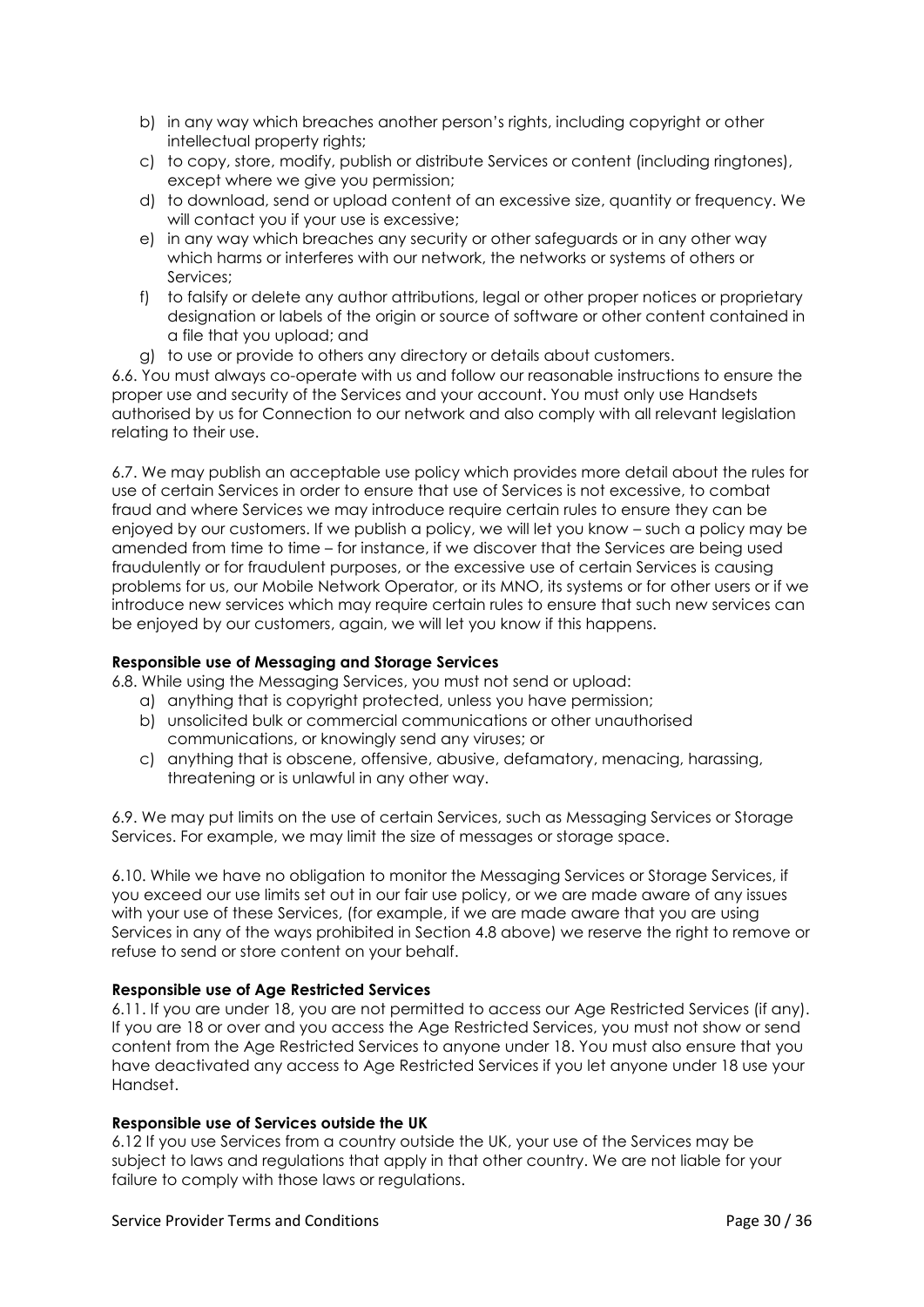b) in any way which breaches another person's rights, including copyright or other intellectual property rights;
c) to copy, store, modify, publish or distribute Services or content (including ringtones), except where we give you permission;
d) to download, send or upload content of an excessive size, quantity or frequency. We will contact you if your use is excessive;
e) in any way which breaches any security or other safeguards or in any other way which harms or interferes with our network, the networks or systems of others or Services;
f) to falsify or delete any author attributions, legal or other proper notices or proprietary designation or labels of the origin or source of software or other content contained in a file that you upload; and
g) to use or provide to others any directory or details about customers.

6.6. You must always co-operate with us and follow our reasonable instructions to ensure the proper use and security of the Services and your account. You must only use Handsets authorised by us for Connection to our network and also comply with all relevant legislation relating to their use.

6.7. We may publish an acceptable use policy which provides more detail about the rules for use of certain Services in order to ensure that use of Services is not excessive, to combat fraud and where Services we may introduce require certain rules to ensure they can be enjoyed by our customers. If we publish a policy, we will let you know – such a policy may be amended from time to time – for instance, if we discover that the Services are being used fraudulently or for fraudulent purposes, or the excessive use of certain Services is causing problems for us, our Mobile Network Operator, or its MNO, its systems or for other users or if we introduce new services which may require certain rules to ensure that such new services can be enjoyed by our customers, again, we will let you know if this happens.

**Responsible use of Messaging and Storage Services**

6.8. While using the Messaging Services, you must not send or upload:

a) anything that is copyright protected, unless you have permission;
b) unsolicited bulk or commercial communications or other unauthorised communications, or knowingly send any viruses; or
c) anything that is obscene, offensive, abusive, defamatory, menacing, harassing, threatening or is unlawful in any other way.

6.9. We may put limits on the use of certain Services, such as Messaging Services or Storage Services. For example, we may limit the size of messages or storage space.

6.10. While we have no obligation to monitor the Messaging Services or Storage Services, if you exceed our use limits set out in our fair use policy, or we are made aware of any issues with your use of these Services, (for example, if we are made aware that you are using Services in any of the ways prohibited in Section 4.8 above) we reserve the right to remove or refuse to send or store content on your behalf.

**Responsible use of Age Restricted Services**

6.11. If you are under 18, you are not permitted to access our Age Restricted Services (if any). If you are 18 or over and you access the Age Restricted Services, you must not show or send content from the Age Restricted Services to anyone under 18. You must also ensure that you have deactivated any access to Age Restricted Services if you let anyone under 18 use your Handset.

**Responsible use of Services outside the UK**

6.12 If you use Services from a country outside the UK, your use of the Services may be subject to laws and regulations that apply in that other country. We are not liable for your failure to comply with those laws or regulations.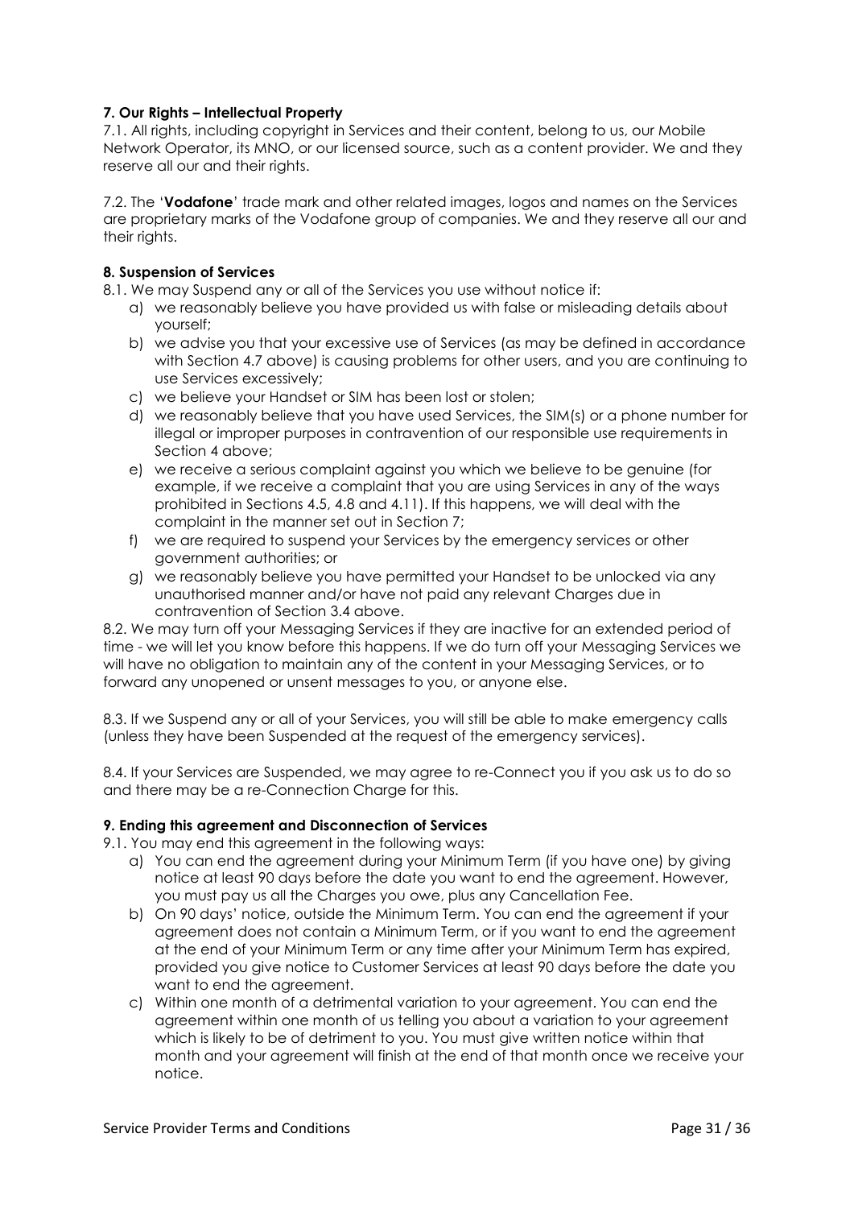**7. Our Rights – Intellectual Property**

7.1. All rights, including copyright in Services and their content, belong to us, our Mobile Network Operator, its MNO, or our licensed source, such as a content provider. We and they reserve all our and their rights.

7.2. The '**Vodafone**' trade mark and other related images, logos and names on the Services are proprietary marks of the Vodafone group of companies. We and they reserve all our and their rights.

**8. Suspension of Services**

8.1. We may Suspend any or all of the Services you use without notice if:

a) we reasonably believe you have provided us with false or misleading details about yourself;
b) we advise you that your excessive use of Services (as may be defined in accordance with Section 4.7 above) is causing problems for other users, and you are continuing to use Services excessively;
c) we believe your Handset or SIM has been lost or stolen;
d) we reasonably believe that you have used Services, the SIM(s) or a phone number for illegal or improper purposes in contravention of our responsible use requirements in Section 4 above;
e) we receive a serious complaint against you which we believe to be genuine (for example, if we receive a complaint that you are using Services in any of the ways prohibited in Sections 4.5, 4.8 and 4.11). If this happens, we will deal with the complaint in the manner set out in Section 7;
f) we are required to suspend your Services by the emergency services or other government authorities; or
g) we reasonably believe you have permitted your Handset to be unlocked via any unauthorised manner and/or have not paid any relevant Charges due in contravention of Section 3.4 above.

8.2. We may turn off your Messaging Services if they are inactive for an extended period of time - we will let you know before this happens. If we do turn off your Messaging Services we will have no obligation to maintain any of the content in your Messaging Services, or to forward any unopened or unsent messages to you, or anyone else.

8.3. If we Suspend any or all of your Services, you will still be able to make emergency calls (unless they have been Suspended at the request of the emergency services).

8.4. If your Services are Suspended, we may agree to re-Connect you if you ask us to do so and there may be a re-Connection Charge for this.

**9. Ending this agreement and Disconnection of Services**

9.1. You may end this agreement in the following ways:

a) You can end the agreement during your Minimum Term (if you have one) by giving notice at least 90 days before the date you want to end the agreement. However, you must pay us all the Charges you owe, plus any Cancellation Fee.
b) On 90 days' notice, outside the Minimum Term. You can end the agreement if your agreement does not contain a Minimum Term, or if you want to end the agreement at the end of your Minimum Term or any time after your Minimum Term has expired, provided you give notice to Customer Services at least 90 days before the date you want to end the agreement.
c) Within one month of a detrimental variation to your agreement. You can end the agreement within one month of us telling you about a variation to your agreement which is likely to be of detriment to you. You must give written notice within that month and your agreement will finish at the end of that month once we receive your notice.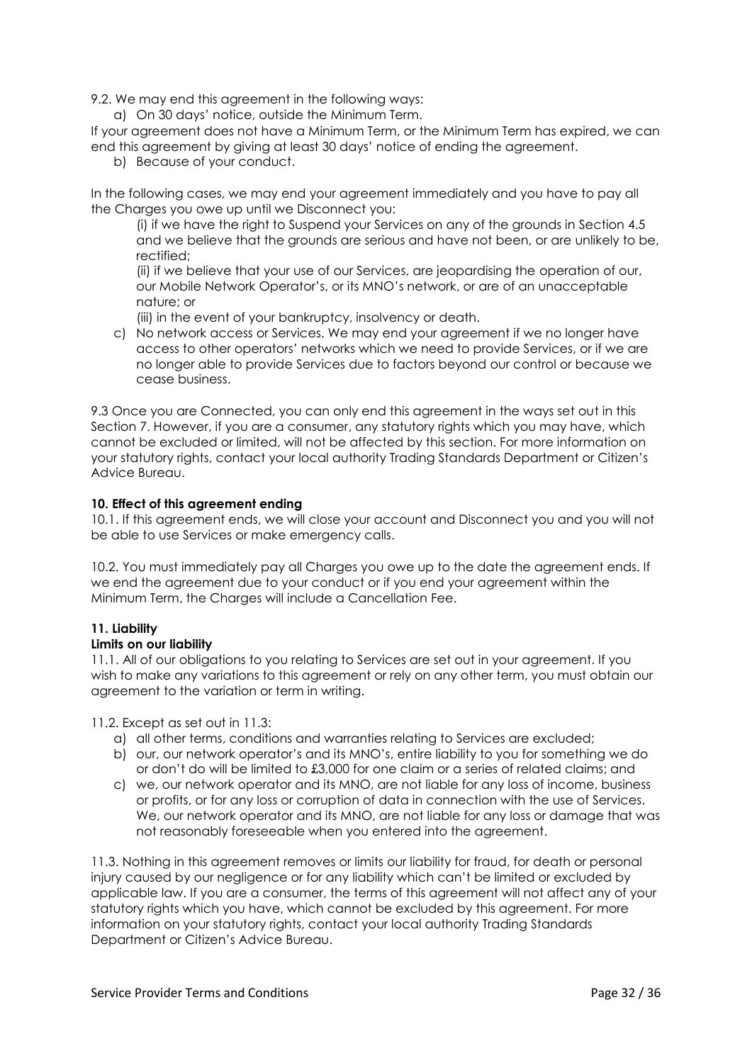9.2. We may end this agreement in the following ways:

a) On 30 days' notice, outside the Minimum Term.

If your agreement does not have a Minimum Term, or the Minimum Term has expired, we can end this agreement by giving at least 30 days' notice of ending the agreement.

b) Because of your conduct.

In the following cases, we may end your agreement immediately and you have to pay all the Charges you owe up until we Disconnect you:

(i) if we have the right to Suspend your Services on any of the grounds in Section 4.5 and we believe that the grounds are serious and have not been, or are unlikely to be, rectified;

(ii) if we believe that your use of our Services, are jeopardising the operation of our, our Mobile Network Operator's, or its MNO's network, or are of an unacceptable nature; or

(iii) in the event of your bankruptcy, insolvency or death.

c) No network access or Services. We may end your agreement if we no longer have access to other operators' networks which we need to provide Services, or if we are no longer able to provide Services due to factors beyond our control or because we cease business.

9.3 Once you are Connected, you can only end this agreement in the ways set out in this Section 7. However, if you are a consumer, any statutory rights which you may have, which cannot be excluded or limited, will not be affected by this section. For more information on your statutory rights, contact your local authority Trading Standards Department or Citizen's Advice Bureau.

**10. Effect of this agreement ending**

10.1. If this agreement ends, we will close your account and Disconnect you and you will not be able to use Services or make emergency calls.

10.2. You must immediately pay all Charges you owe up to the date the agreement ends. If we end the agreement due to your conduct or if you end your agreement within the Minimum Term, the Charges will include a Cancellation Fee.

**11. Liability**

**Limits on our liability**

11.1. All of our obligations to you relating to Services are set out in your agreement. If you wish to make any variations to this agreement or rely on any other term, you must obtain our agreement to the variation or term in writing.

11.2. Except as set out in 11.3:

a) all other terms, conditions and warranties relating to Services are excluded;

b) our, our network operator's and its MNO's, entire liability to you for something we do or don't do will be limited to £3,000 for one claim or a series of related claims; and

c) we, our network operator and its MNO, are not liable for any loss of income, business or profits, or for any loss or corruption of data in connection with the use of Services. We, our network operator and its MNO, are not liable for any loss or damage that was not reasonably foreseeable when you entered into the agreement.

11.3. Nothing in this agreement removes or limits our liability for fraud, for death or personal injury caused by our negligence or for any liability which can't be limited or excluded by applicable law. If you are a consumer, the terms of this agreement will not affect any of your statutory rights which you have, which cannot be excluded by this agreement. For more information on your statutory rights, contact your local authority Trading Standards Department or Citizen's Advice Bureau.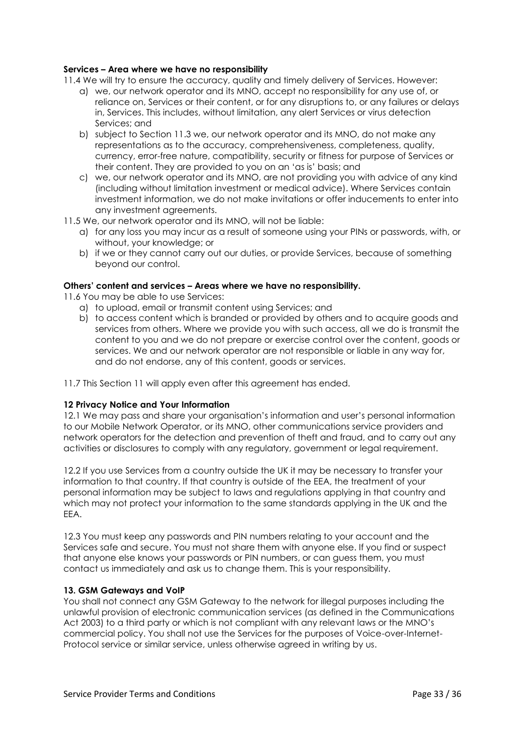**Services – Area where we have no responsibility**

11.4 We will try to ensure the accuracy, quality and timely delivery of Services. However:

a) we, our network operator and its MNO, accept no responsibility for any use of, or reliance on, Services or their content, or for any disruptions to, or any failures or delays in, Services. This includes, without limitation, any alert Services or virus detection Services; and
b) subject to Section 11.3 we, our network operator and its MNO, do not make any representations as to the accuracy, comprehensiveness, completeness, quality, currency, error-free nature, compatibility, security or fitness for purpose of Services or their content. They are provided to you on an 'as is' basis; and
c) we, our network operator and its MNO, are not providing you with advice of any kind (including without limitation investment or medical advice). Where Services contain investment information, we do not make invitations or offer inducements to enter into any investment agreements.

11.5 We, our network operator and its MNO, will not be liable:

a) for any loss you may incur as a result of someone using your PINs or passwords, with, or without, your knowledge; or
b) if we or they cannot carry out our duties, or provide Services, because of something beyond our control.

**Others' content and services – Areas where we have no responsibility.**

11.6 You may be able to use Services:

a) to upload, email or transmit content using Services; and
b) to access content which is branded or provided by others and to acquire goods and services from others. Where we provide you with such access, all we do is transmit the content to you and we do not prepare or exercise control over the content, goods or services. We and our network operator are not responsible or liable in any way for, and do not endorse, any of this content, goods or services.

11.7 This Section 11 will apply even after this agreement has ended.

**12 Privacy Notice and Your Information**

12.1 We may pass and share your organisation's information and user's personal information to our Mobile Network Operator, or its MNO, other communications service providers and network operators for the detection and prevention of theft and fraud, and to carry out any activities or disclosures to comply with any regulatory, government or legal requirement.

12.2 If you use Services from a country outside the UK it may be necessary to transfer your information to that country. If that country is outside of the EEA, the treatment of your personal information may be subject to laws and regulations applying in that country and which may not protect your information to the same standards applying in the UK and the EEA.

12.3 You must keep any passwords and PIN numbers relating to your account and the Services safe and secure. You must not share them with anyone else. If you find or suspect that anyone else knows your passwords or PIN numbers, or can guess them, you must contact us immediately and ask us to change them. This is your responsibility.

**13. GSM Gateways and VoIP**

You shall not connect any GSM Gateway to the network for illegal purposes including the unlawful provision of electronic communication services (as defined in the Communications Act 2003) to a third party or which is not compliant with any relevant laws or the MNO's commercial policy. You shall not use the Services for the purposes of Voice-over-Internet-Protocol service or similar service, unless otherwise agreed in writing by us.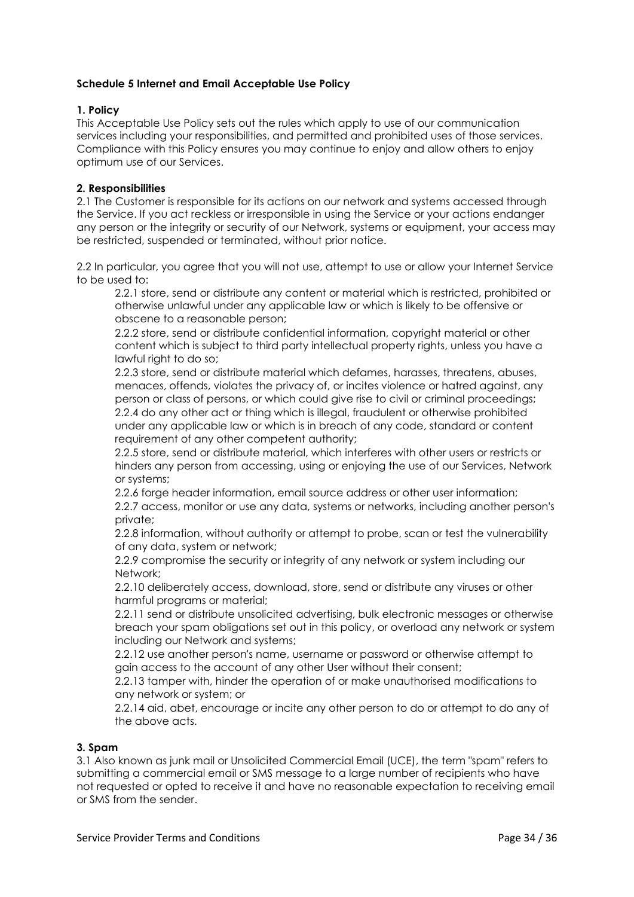**Schedule 5 Internet and Email Acceptable Use Policy**

**1. Policy**

This Acceptable Use Policy sets out the rules which apply to use of our communication services including your responsibilities, and permitted and prohibited uses of those services. Compliance with this Policy ensures you may continue to enjoy and allow others to enjoy optimum use of our Services.

**2. Responsibilities**

2.1 The Customer is responsible for its actions on our network and systems accessed through the Service. If you act reckless or irresponsible in using the Service or your actions endanger any person or the integrity or security of our Network, systems or equipment, your access may be restricted, suspended or terminated, without prior notice.

2.2 In particular, you agree that you will not use, attempt to use or allow your Internet Service to be used to:

> 2.2.1 store, send or distribute any content or material which is restricted, prohibited or otherwise unlawful under any applicable law or which is likely to be offensive or obscene to a reasonable person;
>
> 2.2.2 store, send or distribute confidential information, copyright material or other content which is subject to third party intellectual property rights, unless you have a lawful right to do so;
>
> 2.2.3 store, send or distribute material which defames, harasses, threatens, abuses, menaces, offends, violates the privacy of, or incites violence or hatred against, any person or class of persons, or which could give rise to civil or criminal proceedings;
>
> 2.2.4 do any other act or thing which is illegal, fraudulent or otherwise prohibited under any applicable law or which is in breach of any code, standard or content requirement of any other competent authority;
>
> 2.2.5 store, send or distribute material, which interferes with other users or restricts or hinders any person from accessing, using or enjoying the use of our Services, Network or systems;
>
> 2.2.6 forge header information, email source address or other user information;
>
> 2.2.7 access, monitor or use any data, systems or networks, including another person's private;
>
> 2.2.8 information, without authority or attempt to probe, scan or test the vulnerability of any data, system or network;
>
> 2.2.9 compromise the security or integrity of any network or system including our Network;
>
> 2.2.10 deliberately access, download, store, send or distribute any viruses or other harmful programs or material;
>
> 2.2.11 send or distribute unsolicited advertising, bulk electronic messages or otherwise breach your spam obligations set out in this policy, or overload any network or system including our Network and systems;
>
> 2.2.12 use another person's name, username or password or otherwise attempt to gain access to the account of any other User without their consent;
>
> 2.2.13 tamper with, hinder the operation of or make unauthorised modifications to any network or system; or
>
> 2.2.14 aid, abet, encourage or incite any other person to do or attempt to do any of the above acts.

**3. Spam**

3.1 Also known as junk mail or Unsolicited Commercial Email (UCE), the term "spam" refers to submitting a commercial email or SMS message to a large number of recipients who have not requested or opted to receive it and have no reasonable expectation to receiving email or SMS from the sender.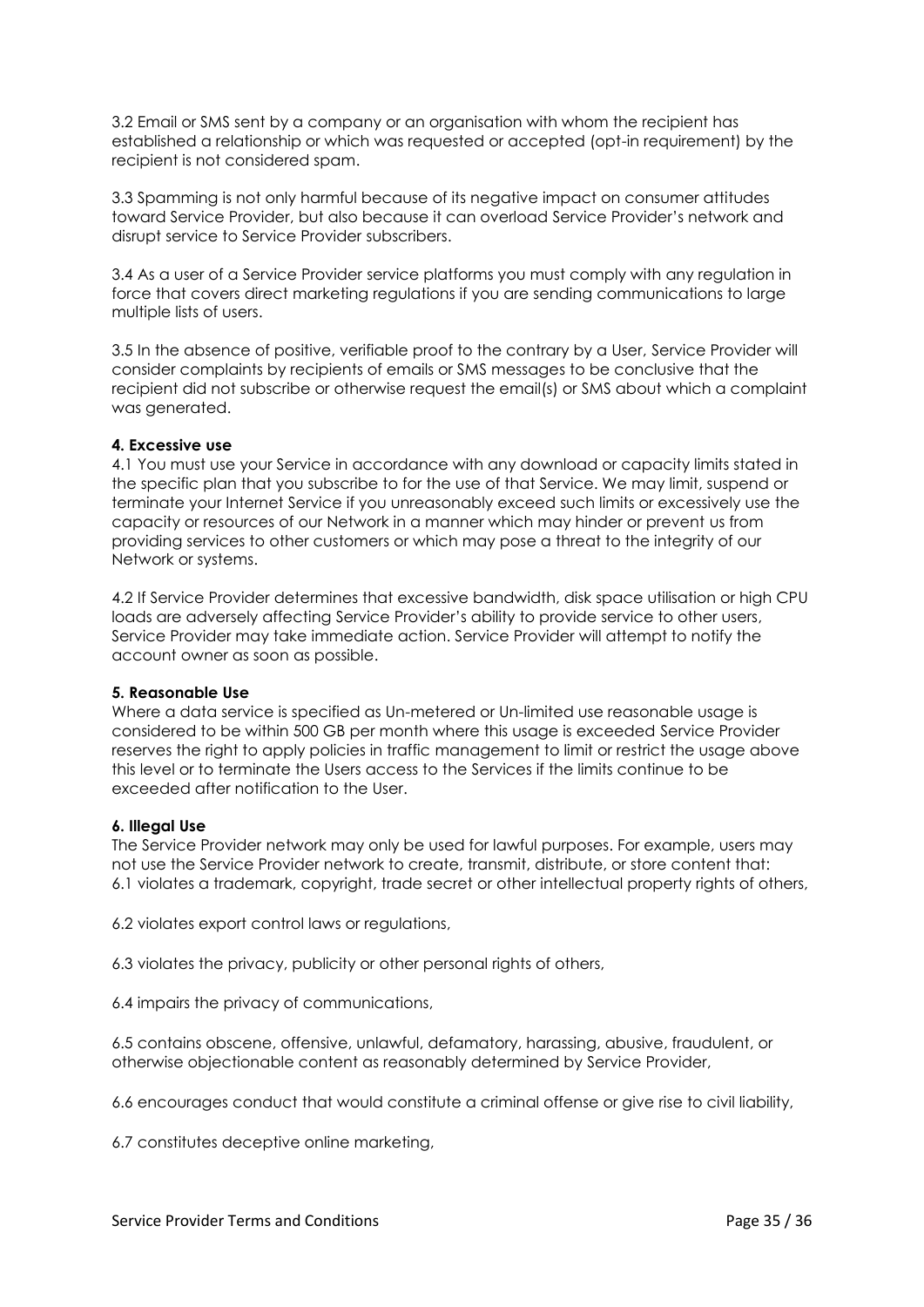3.2 Email or SMS sent by a company or an organisation with whom the recipient has established a relationship or which was requested or accepted (opt-in requirement) by the recipient is not considered spam.

3.3 Spamming is not only harmful because of its negative impact on consumer attitudes toward Service Provider, but also because it can overload Service Provider's network and disrupt service to Service Provider subscribers.

3.4 As a user of a Service Provider service platforms you must comply with any regulation in force that covers direct marketing regulations if you are sending communications to large multiple lists of users.

3.5 In the absence of positive, verifiable proof to the contrary by a User, Service Provider will consider complaints by recipients of emails or SMS messages to be conclusive that the recipient did not subscribe or otherwise request the email(s) or SMS about which a complaint was generated.

**4. Excessive use**

4.1 You must use your Service in accordance with any download or capacity limits stated in the specific plan that you subscribe to for the use of that Service. We may limit, suspend or terminate your Internet Service if you unreasonably exceed such limits or excessively use the capacity or resources of our Network in a manner which may hinder or prevent us from providing services to other customers or which may pose a threat to the integrity of our Network or systems.

4.2 If Service Provider determines that excessive bandwidth, disk space utilisation or high CPU loads are adversely affecting Service Provider's ability to provide service to other users, Service Provider may take immediate action. Service Provider will attempt to notify the account owner as soon as possible.

**5. Reasonable Use**

Where a data service is specified as Un-metered or Un-limited use reasonable usage is considered to be within 500 GB per month where this usage is exceeded Service Provider reserves the right to apply policies in traffic management to limit or restrict the usage above this level or to terminate the Users access to the Services if the limits continue to be exceeded after notification to the User.

**6. Illegal Use**

The Service Provider network may only be used for lawful purposes. For example, users may not use the Service Provider network to create, transmit, distribute, or store content that:

6.1 violates a trademark, copyright, trade secret or other intellectual property rights of others,

6.2 violates export control laws or regulations,

6.3 violates the privacy, publicity or other personal rights of others,

6.4 impairs the privacy of communications,

6.5 contains obscene, offensive, unlawful, defamatory, harassing, abusive, fraudulent, or otherwise objectionable content as reasonably determined by Service Provider,

6.6 encourages conduct that would constitute a criminal offense or give rise to civil liability,

6.7 constitutes deceptive online marketing,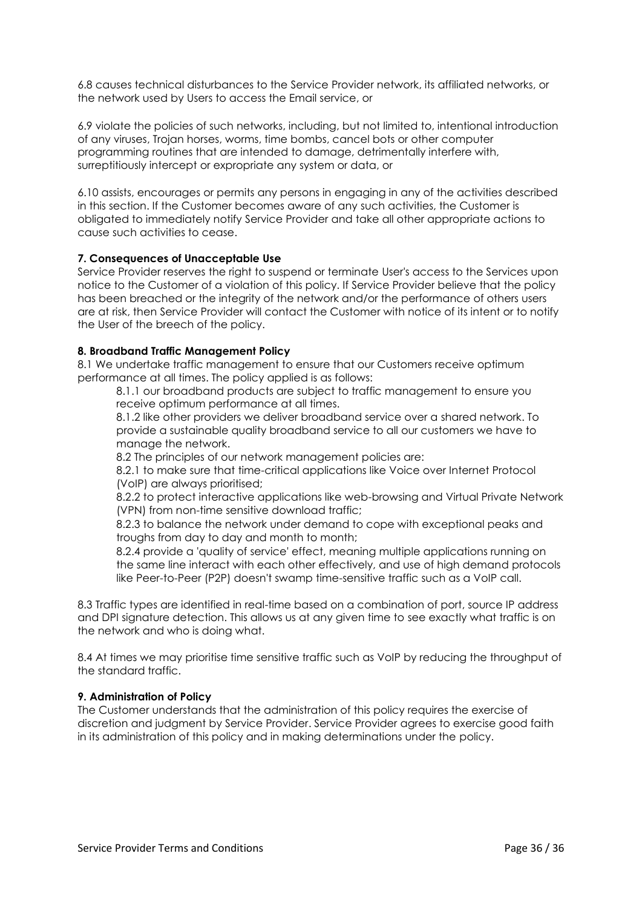6.8 causes technical disturbances to the Service Provider network, its affiliated networks, or the network used by Users to access the Email service, or

6.9 violate the policies of such networks, including, but not limited to, intentional introduction of any viruses, Trojan horses, worms, time bombs, cancel bots or other computer programming routines that are intended to damage, detrimentally interfere with, surreptitiously intercept or expropriate any system or data, or

6.10 assists, encourages or permits any persons in engaging in any of the activities described in this section. If the Customer becomes aware of any such activities, the Customer is obligated to immediately notify Service Provider and take all other appropriate actions to cause such activities to cease.

**7. Consequences of Unacceptable Use**

Service Provider reserves the right to suspend or terminate User's access to the Services upon notice to the Customer of a violation of this policy. If Service Provider believe that the policy has been breached or the integrity of the network and/or the performance of others users are at risk, then Service Provider will contact the Customer with notice of its intent or to notify the User of the breech of the policy.

**8. Broadband Traffic Management Policy**

8.1 We undertake traffic management to ensure that our Customers receive optimum performance at all times. The policy applied is as follows:

> 8.1.1 our broadband products are subject to traffic management to ensure you receive optimum performance at all times.
>
> 8.1.2 like other providers we deliver broadband service over a shared network. To provide a sustainable quality broadband service to all our customers we have to manage the network.
>
> 8.2 The principles of our network management policies are:
>
> 8.2.1 to make sure that time-critical applications like Voice over Internet Protocol (VoIP) are always prioritised;
>
> 8.2.2 to protect interactive applications like web-browsing and Virtual Private Network (VPN) from non-time sensitive download traffic;
>
> 8.2.3 to balance the network under demand to cope with exceptional peaks and troughs from day to day and month to month;
>
> 8.2.4 provide a 'quality of service' effect, meaning multiple applications running on the same line interact with each other effectively, and use of high demand protocols like Peer-to-Peer (P2P) doesn't swamp time-sensitive traffic such as a VoIP call.

8.3 Traffic types are identified in real-time based on a combination of port, source IP address and DPI signature detection. This allows us at any given time to see exactly what traffic is on the network and who is doing what.

8.4 At times we may prioritise time sensitive traffic such as VoIP by reducing the throughput of the standard traffic.

**9. Administration of Policy**

The Customer understands that the administration of this policy requires the exercise of discretion and judgment by Service Provider. Service Provider agrees to exercise good faith in its administration of this policy and in making determinations under the policy.